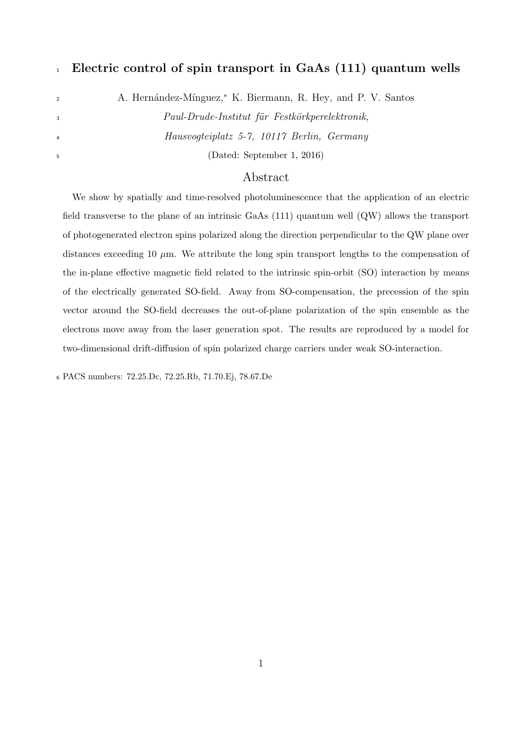# Electric control of spin transport in GaAs (111) quantum wells

A. Hernández-Mínguez,* K. Biermann, R. Hey, and P. V. Santos

*Paul-Drude-Institut für Festkörperelektronik,*
*Hausvogteiplatz 5-7, 10117 Berlin, Germany*

(Dated: September 1, 2016)

## Abstract

We show by spatially and time-resolved photoluminescence that the application of an electric field transverse to the plane of an intrinsic GaAs (111) quantum well (QW) allows the transport of photogenerated electron spins polarized along the direction perpendicular to the QW plane over distances exceeding 10 $\mu$m. We attribute the long spin transport lengths to the compensation of the in-plane effective magnetic field related to the intrinsic spin-orbit (SO) interaction by means of the electrically generated SO-field. Away from SO-compensation, the precession of the spin vector around the SO-field decreases the out-of-plane polarization of the spin ensemble as the electrons move away from the laser generation spot. The results are reproduced by a model for two-dimensional drift-diffusion of spin polarized charge carriers under weak SO-interaction.

PACS numbers: 72.25.Dc, 72.25.Rb, 71.70.Ej, 78.67.De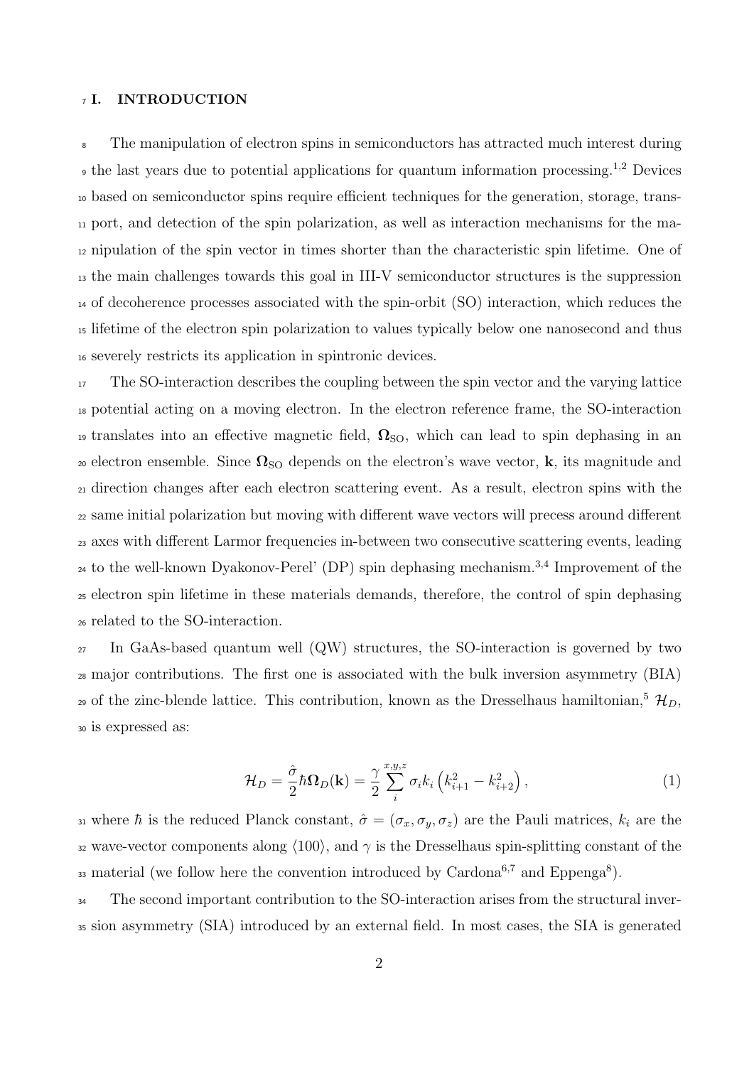## I. INTRODUCTION

The manipulation of electron spins in semiconductors has attracted much interest during the last years due to potential applications for quantum information processing.[1,2] Devices based on semiconductor spins require efficient techniques for the generation, storage, transport, and detection of the spin polarization, as well as interaction mechanisms for the manipulation of the spin vector in times shorter than the characteristic spin lifetime. One of the main challenges towards this goal in III-V semiconductor structures is the suppression of decoherence processes associated with the spin-orbit (SO) interaction, which reduces the lifetime of the electron spin polarization to values typically below one nanosecond and thus severely restricts its application in spintronic devices.

The SO-interaction describes the coupling between the spin vector and the varying lattice potential acting on a moving electron. In the electron reference frame, the SO-interaction translates into an effective magnetic field, $\mathbf{\Omega}_{\mathrm{SO}}$, which can lead to spin dephasing in an electron ensemble. Since $\mathbf{\Omega}_{\mathrm{SO}}$ depends on the electron's wave vector, $\mathbf{k}$, its magnitude and direction changes after each electron scattering event. As a result, electron spins with the same initial polarization but moving with different wave vectors will precess around different axes with different Larmor frequencies in-between two consecutive scattering events, leading to the well-known Dyakonov-Perel' (DP) spin dephasing mechanism.[3,4] Improvement of the electron spin lifetime in these materials demands, therefore, the control of spin dephasing related to the SO-interaction.

In GaAs-based quantum well (QW) structures, the SO-interaction is governed by two major contributions. The first one is associated with the bulk inversion asymmetry (BIA) of the zinc-blende lattice. This contribution, known as the Dresselhaus hamiltonian,[5] $\mathcal{H}_D$, is expressed as:

$$\mathcal{H}_D = \frac{\hat{\sigma}}{2}\hbar\mathbf{\Omega}_D(\mathbf{k}) = \frac{\gamma}{2}\sum_{i}^{x,y,z}\sigma_i k_i\left(k_{i+1}^2 - k_{i+2}^2\right), \tag{1}$$

where $\hbar$ is the reduced Planck constant, $\hat{\sigma} = (\sigma_x, \sigma_y, \sigma_z)$ are the Pauli matrices, $k_i$ are the wave-vector components along $\langle 100\rangle$, and $\gamma$ is the Dresselhaus spin-splitting constant of the material (we follow here the convention introduced by Cardona[6,7] and Eppenga[8]).

The second important contribution to the SO-interaction arises from the structural inversion asymmetry (SIA) introduced by an external field. In most cases, the SIA is generated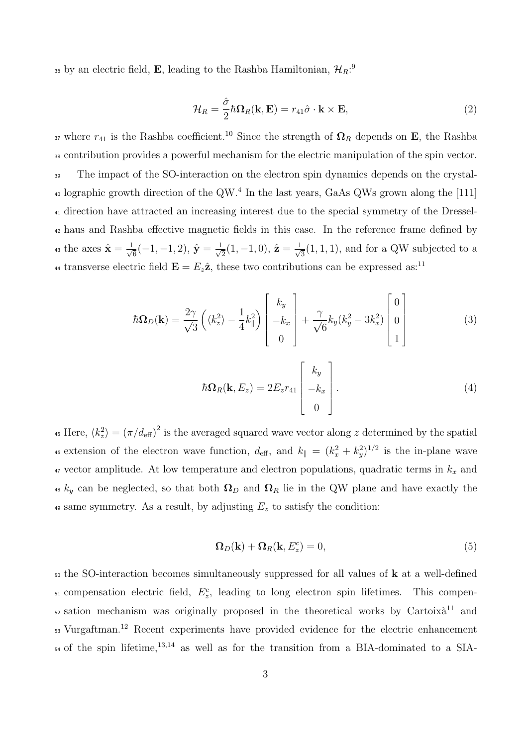by an electric field, $\mathbf{E}$, leading to the Rashba Hamiltonian, $\mathcal{H}_R$:[9]

$$\mathcal{H}_R = \frac{\hat{\sigma}}{2}\hbar\mathbf{\Omega}_R(\mathbf{k},\mathbf{E}) = r_{41}\hat{\sigma}\cdot\mathbf{k}\times\mathbf{E}, \tag{2}$$

where $r_{41}$ is the Rashba coefficient.[10] Since the strength of $\mathbf{\Omega}_R$ depends on $\mathbf{E}$, the Rashba contribution provides a powerful mechanism for the electric manipulation of the spin vector.

The impact of the SO-interaction on the electron spin dynamics depends on the crystallographic growth direction of the QW.[4] In the last years, GaAs QWs grown along the [111] direction have attracted an increasing interest due to the special symmetry of the Dresselhaus and Rashba effective magnetic fields in this case. In the reference frame defined by the axes $\hat{\mathbf{x}} = \frac{1}{\sqrt{6}}(-1,-1,2)$, $\hat{\mathbf{y}} = \frac{1}{\sqrt{2}}(1,-1,0)$, $\hat{\mathbf{z}} = \frac{1}{\sqrt{3}}(1,1,1)$, and for a QW subjected to a transverse electric field $\mathbf{E} = E_z\hat{\mathbf{z}}$, these two contributions can be expressed as:[11]

$$\hbar\mathbf{\Omega}_D(\mathbf{k}) = \frac{2\gamma}{\sqrt{3}}\left(\langle k_z^2\rangle - \frac{1}{4}k_\parallel^2\right)\begin{bmatrix} k_y \\ -k_x \\ 0 \end{bmatrix} + \frac{\gamma}{\sqrt{6}}k_y(k_y^2 - 3k_x^2)\begin{bmatrix} 0 \\ 0 \\ 1 \end{bmatrix} \tag{3}$$

$$\hbar\mathbf{\Omega}_R(\mathbf{k},E_z) = 2E_z r_{41}\begin{bmatrix} k_y \\ -k_x \\ 0 \end{bmatrix}. \tag{4}$$

Here, $\langle k_z^2\rangle = (\pi/d_{\text{eff}})^2$ is the averaged squared wave vector along $z$ determined by the spatial extension of the electron wave function, $d_{\text{eff}}$, and $k_\parallel = (k_x^2 + k_y^2)^{1/2}$ is the in-plane wave vector amplitude. At low temperature and electron populations, quadratic terms in $k_x$ and $k_y$ can be neglected, so that both $\mathbf{\Omega}_D$ and $\mathbf{\Omega}_R$ lie in the QW plane and have exactly the same symmetry. As a result, by adjusting $E_z$ to satisfy the condition:

$$\mathbf{\Omega}_D(\mathbf{k}) + \mathbf{\Omega}_R(\mathbf{k},E_z^c) = 0, \tag{5}$$

the SO-interaction becomes simultaneously suppressed for all values of $\mathbf{k}$ at a well-defined compensation electric field, $E_z^c$, leading to long electron spin lifetimes. This compensation mechanism was originally proposed in the theoretical works by Cartoixà[11] and Vurgaftman.[12] Recent experiments have provided evidence for the electric enhancement of the spin lifetime,[13,14] as well as for the transition from a BIA-dominated to a SIA-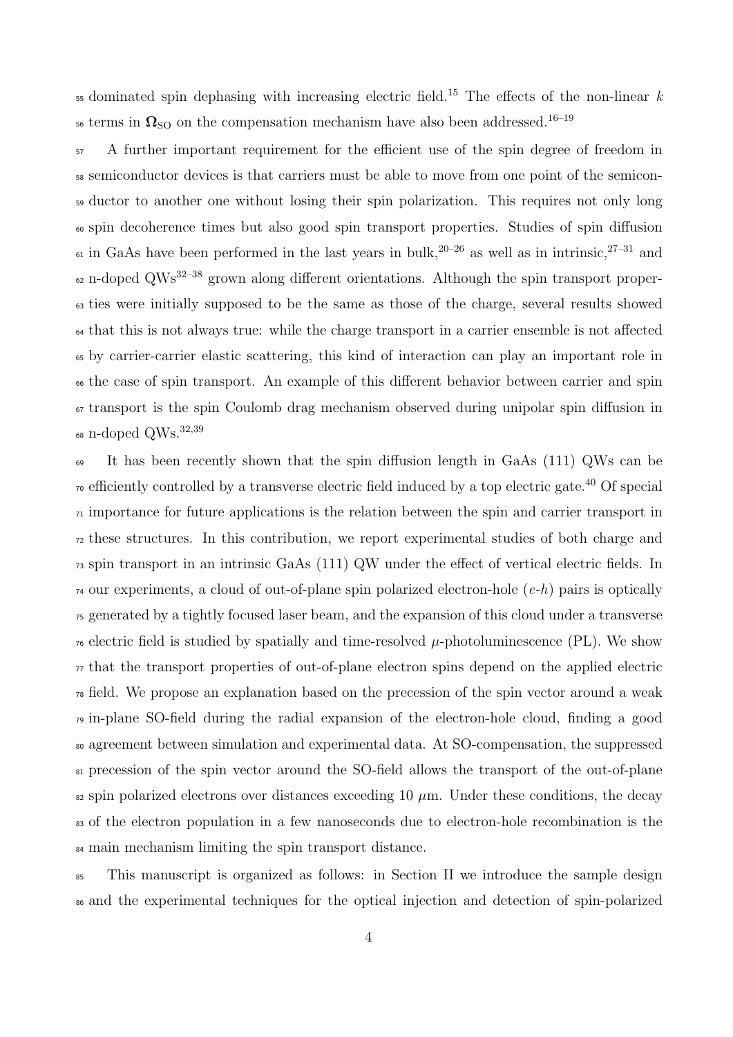dominated spin dephasing with increasing electric field.[15] The effects of the non-linear $k$ terms in $\mathbf{\Omega}_{\mathrm{SO}}$ on the compensation mechanism have also been addressed.[16–19]

A further important requirement for the efficient use of the spin degree of freedom in semiconductor devices is that carriers must be able to move from one point of the semiconductor to another one without losing their spin polarization. This requires not only long spin decoherence times but also good spin transport properties. Studies of spin diffusion in GaAs have been performed in the last years in bulk,[20–26] as well as in intrinsic,[27–31] and n-doped QWs[32–38] grown along different orientations. Although the spin transport properties were initially supposed to be the same as those of the charge, several results showed that this is not always true: while the charge transport in a carrier ensemble is not affected by carrier-carrier elastic scattering, this kind of interaction can play an important role in the case of spin transport. An example of this different behavior between carrier and spin transport is the spin Coulomb drag mechanism observed during unipolar spin diffusion in n-doped QWs.[32,39]

It has been recently shown that the spin diffusion length in GaAs (111) QWs can be efficiently controlled by a transverse electric field induced by a top electric gate.[40] Of special importance for future applications is the relation between the spin and carrier transport in these structures. In this contribution, we report experimental studies of both charge and spin transport in an intrinsic GaAs (111) QW under the effect of vertical electric fields. In our experiments, a cloud of out-of-plane spin polarized electron-hole ($e$-$h$) pairs is optically generated by a tightly focused laser beam, and the expansion of this cloud under a transverse electric field is studied by spatially and time-resolved $\mu$-photoluminescence (PL). We show that the transport properties of out-of-plane electron spins depend on the applied electric field. We propose an explanation based on the precession of the spin vector around a weak in-plane SO-field during the radial expansion of the electron-hole cloud, finding a good agreement between simulation and experimental data. At SO-compensation, the suppressed precession of the spin vector around the SO-field allows the transport of the out-of-plane spin polarized electrons over distances exceeding 10 $\mu$m. Under these conditions, the decay of the electron population in a few nanoseconds due to electron-hole recombination is the main mechanism limiting the spin transport distance.

This manuscript is organized as follows: in Section II we introduce the sample design and the experimental techniques for the optical injection and detection of spin-polarized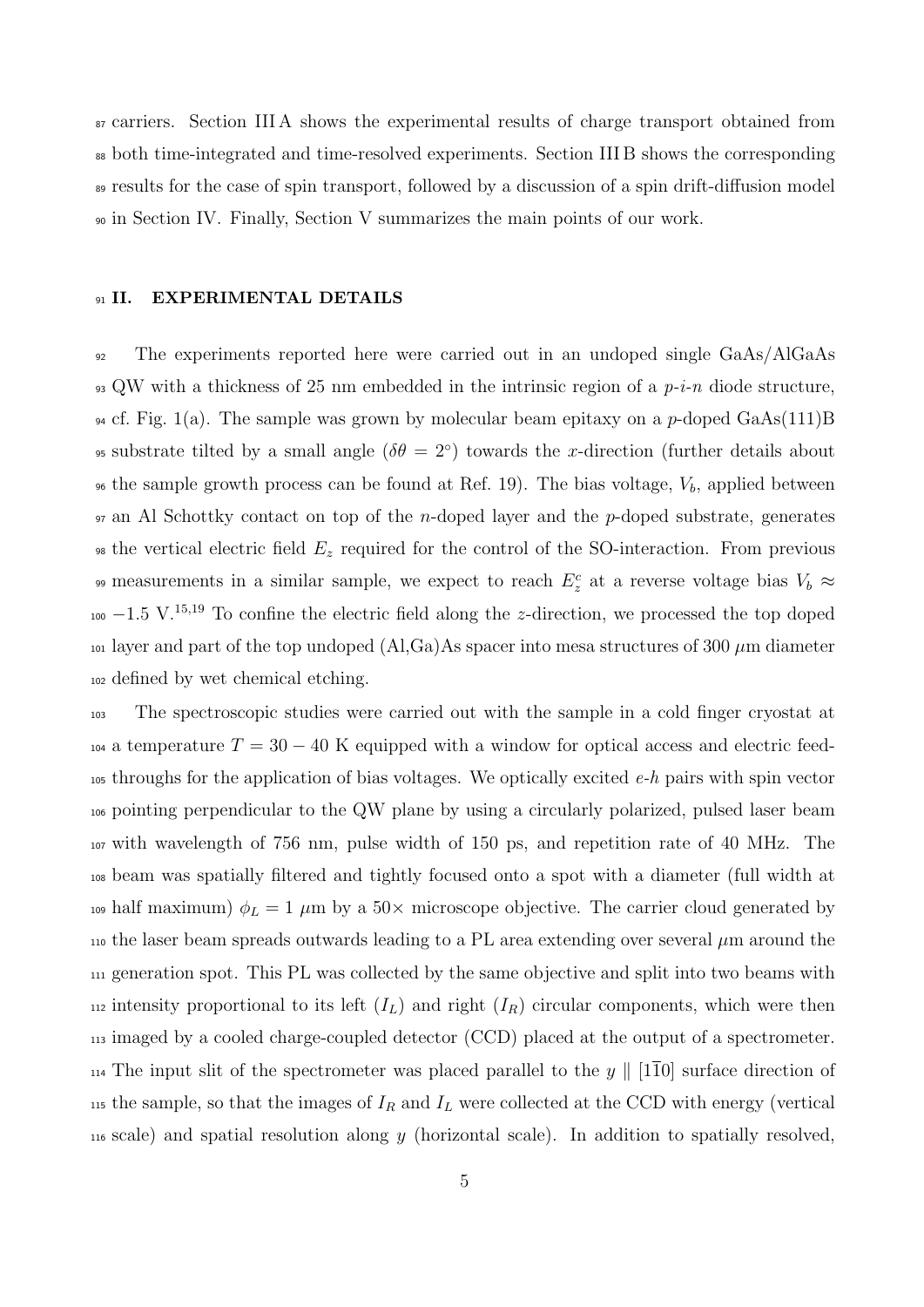carriers. Section III A shows the experimental results of charge transport obtained from both time-integrated and time-resolved experiments. Section III B shows the corresponding results for the case of spin transport, followed by a discussion of a spin drift-diffusion model in Section IV. Finally, Section V summarizes the main points of our work.

## II. EXPERIMENTAL DETAILS

The experiments reported here were carried out in an undoped single GaAs/AlGaAs QW with a thickness of 25 nm embedded in the intrinsic region of a *p*-*i*-*n* diode structure, cf. Fig. 1(a). The sample was grown by molecular beam epitaxy on a *p*-doped GaAs(111)B substrate tilted by a small angle ($\delta\theta = 2^{\circ}$) towards the *x*-direction (further details about the sample growth process can be found at Ref. 19). The bias voltage, $V_b$, applied between an Al Schottky contact on top of the *n*-doped layer and the *p*-doped substrate, generates the vertical electric field $E_z$ required for the control of the SO-interaction. From previous measurements in a similar sample, we expect to reach $E_z^c$ at a reverse voltage bias $V_b \approx -1.5$ V.[15,19] To confine the electric field along the *z*-direction, we processed the top doped layer and part of the top undoped (Al,Ga)As spacer into mesa structures of 300 $\mu$m diameter defined by wet chemical etching.

The spectroscopic studies were carried out with the sample in a cold finger cryostat at a temperature $T = 30 - 40$ K equipped with a window for optical access and electric feed-throughs for the application of bias voltages. We optically excited *e*-*h* pairs with spin vector pointing perpendicular to the QW plane by using a circularly polarized, pulsed laser beam with wavelength of 756 nm, pulse width of 150 ps, and repetition rate of 40 MHz. The beam was spatially filtered and tightly focused onto a spot with a diameter (full width at half maximum) $\phi_L = 1$ $\mu$m by a 50× microscope objective. The carrier cloud generated by the laser beam spreads outwards leading to a PL area extending over several $\mu$m around the generation spot. This PL was collected by the same objective and split into two beams with intensity proportional to its left ($I_L$) and right ($I_R$) circular components, which were then imaged by a cooled charge-coupled detector (CCD) placed at the output of a spectrometer. The input slit of the spectrometer was placed parallel to the $y \parallel [1\bar{1}0]$ surface direction of the sample, so that the images of $I_R$ and $I_L$ were collected at the CCD with energy (vertical scale) and spatial resolution along $y$ (horizontal scale). In addition to spatially resolved,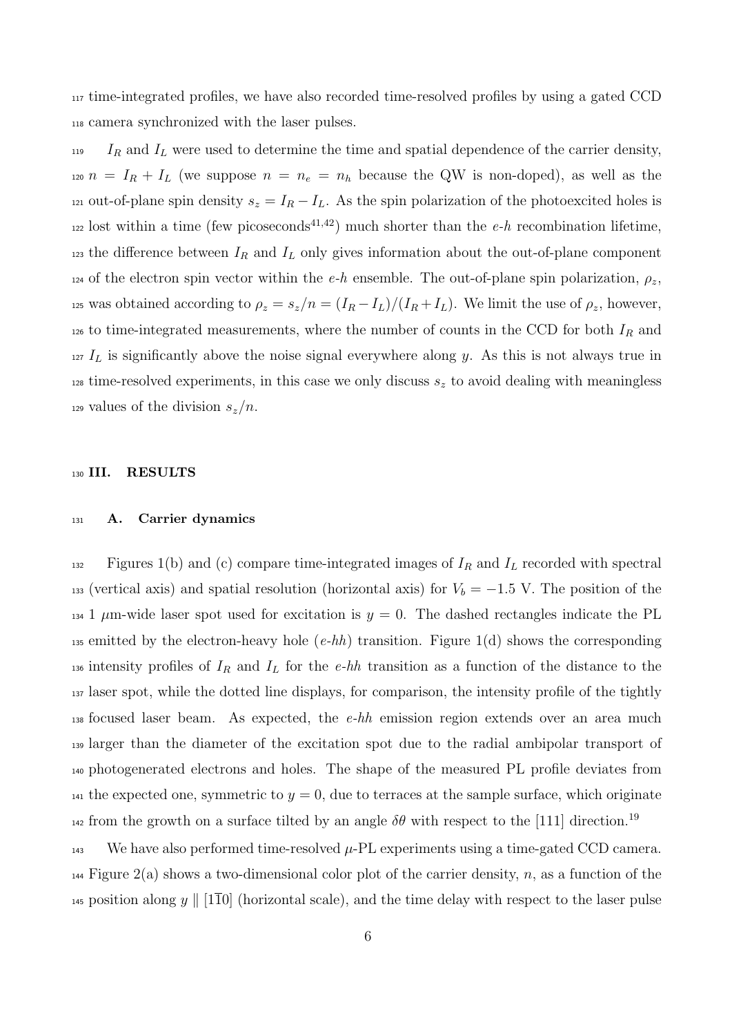time-integrated profiles, we have also recorded time-resolved profiles by using a gated CCD camera synchronized with the laser pulses.

$I_R$ and $I_L$ were used to determine the time and spatial dependence of the carrier density, $n = I_R + I_L$ (we suppose $n = n_e = n_h$ because the QW is non-doped), as well as the out-of-plane spin density $s_z = I_R - I_L$. As the spin polarization of the photoexcited holes is lost within a time (few picoseconds[41,42]) much shorter than the *e*-*h* recombination lifetime, the difference between $I_R$ and $I_L$ only gives information about the out-of-plane component of the electron spin vector within the *e*-*h* ensemble. The out-of-plane spin polarization, $\rho_z$, was obtained according to $\rho_z = s_z/n = (I_R - I_L)/(I_R + I_L)$. We limit the use of $\rho_z$, however, to time-integrated measurements, where the number of counts in the CCD for both $I_R$ and $I_L$ is significantly above the noise signal everywhere along $y$. As this is not always true in time-resolved experiments, in this case we only discuss $s_z$ to avoid dealing with meaningless values of the division $s_z/n$.

## III. RESULTS

### A. Carrier dynamics

Figures 1(b) and (c) compare time-integrated images of $I_R$ and $I_L$ recorded with spectral (vertical axis) and spatial resolution (horizontal axis) for $V_b = -1.5$ V. The position of the 1 $\mu$m-wide laser spot used for excitation is $y = 0$. The dashed rectangles indicate the PL emitted by the electron-heavy hole (*e*-*hh*) transition. Figure 1(d) shows the corresponding intensity profiles of $I_R$ and $I_L$ for the *e*-*hh* transition as a function of the distance to the laser spot, while the dotted line displays, for comparison, the intensity profile of the tightly focused laser beam. As expected, the *e*-*hh* emission region extends over an area much larger than the diameter of the excitation spot due to the radial ambipolar transport of photogenerated electrons and holes. The shape of the measured PL profile deviates from the expected one, symmetric to $y = 0$, due to terraces at the sample surface, which originate from the growth on a surface tilted by an angle $\delta\theta$ with respect to the [111] direction.[19]

We have also performed time-resolved $\mu$-PL experiments using a time-gated CCD camera. Figure 2(a) shows a two-dimensional color plot of the carrier density, $n$, as a function of the position along $y \parallel [1\bar{1}0]$ (horizontal scale), and the time delay with respect to the laser pulse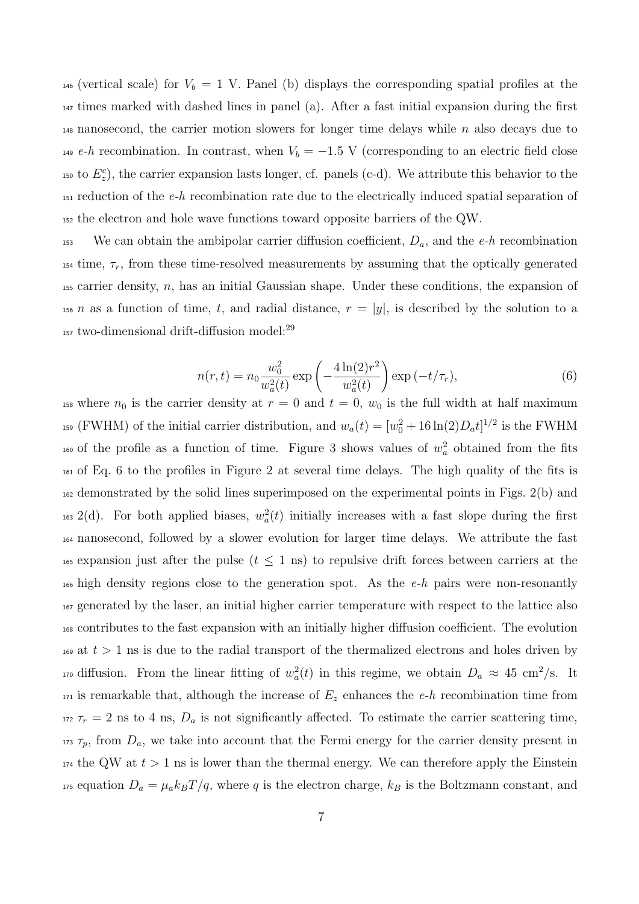(vertical scale) for $V_b = 1$ V. Panel (b) displays the corresponding spatial profiles at the times marked with dashed lines in panel (a). After a fast initial expansion during the first nanosecond, the carrier motion slowers for longer time delays while $n$ also decays due to $e$-$h$ recombination. In contrast, when $V_b = -1.5$ V (corresponding to an electric field close to $E_z^c$), the carrier expansion lasts longer, cf. panels (c-d). We attribute this behavior to the reduction of the $e$-$h$ recombination rate due to the electrically induced spatial separation of the electron and hole wave functions toward opposite barriers of the QW.

We can obtain the ambipolar carrier diffusion coefficient, $D_a$, and the $e$-$h$ recombination time, $\tau_r$, from these time-resolved measurements by assuming that the optically generated carrier density, $n$, has an initial Gaussian shape. Under these conditions, the expansion of $n$ as a function of time, $t$, and radial distance, $r = |y|$, is described by the solution to a two-dimensional drift-diffusion model:[29]

$$n(r,t) = n_0 \frac{w_0^2}{w_a^2(t)} \exp\left(-\frac{4\ln(2)r^2}{w_a^2(t)}\right) \exp\left(-t/\tau_r\right), \tag{6}$$

where $n_0$ is the carrier density at $r = 0$ and $t = 0$, $w_0$ is the full width at half maximum (FWHM) of the initial carrier distribution, and $w_a(t) = [w_0^2 + 16\ln(2)D_a t]^{1/2}$ is the FWHM of the profile as a function of time. Figure 3 shows values of $w_a^2$ obtained from the fits of Eq. 6 to the profiles in Figure 2 at several time delays. The high quality of the fits is demonstrated by the solid lines superimposed on the experimental points in Figs. 2(b) and 2(d). For both applied biases, $w_a^2(t)$ initially increases with a fast slope during the first nanosecond, followed by a slower evolution for larger time delays. We attribute the fast expansion just after the pulse ($t \leq 1$ ns) to repulsive drift forces between carriers at the high density regions close to the generation spot. As the $e$-$h$ pairs were non-resonantly generated by the laser, an initial higher carrier temperature with respect to the lattice also contributes to the fast expansion with an initially higher diffusion coefficient. The evolution at $t > 1$ ns is due to the radial transport of the thermalized electrons and holes driven by diffusion. From the linear fitting of $w_a^2(t)$ in this regime, we obtain $D_a \approx 45$ cm$^2$/s. It is remarkable that, although the increase of $E_z$ enhances the $e$-$h$ recombination time from $\tau_r = 2$ ns to 4 ns, $D_a$ is not significantly affected. To estimate the carrier scattering time, $\tau_p$, from $D_a$, we take into account that the Fermi energy for the carrier density present in the QW at $t > 1$ ns is lower than the thermal energy. We can therefore apply the Einstein equation $D_a = \mu_a k_B T/q$, where $q$ is the electron charge, $k_B$ is the Boltzmann constant, and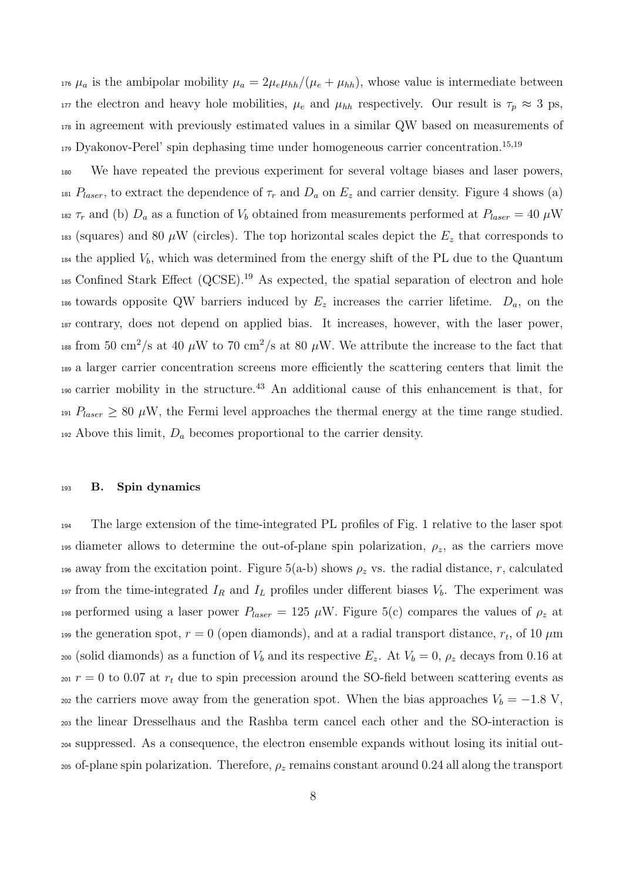$\mu_a$ is the ambipolar mobility $\mu_a = 2\mu_e\mu_{hh}/(\mu_e + \mu_{hh})$, whose value is intermediate between the electron and heavy hole mobilities, $\mu_e$ and $\mu_{hh}$ respectively. Our result is $\tau_p \approx 3$ ps, in agreement with previously estimated values in a similar QW based on measurements of Dyakonov-Perel' spin dephasing time under homogeneous carrier concentration.[15,19]

We have repeated the previous experiment for several voltage biases and laser powers, $P_{laser}$, to extract the dependence of $\tau_r$ and $D_a$ on $E_z$ and carrier density. Figure 4 shows (a) $\tau_r$ and (b) $D_a$ as a function of $V_b$ obtained from measurements performed at $P_{laser} = 40$ $\mu$W (squares) and 80 $\mu$W (circles). The top horizontal scales depict the $E_z$ that corresponds to the applied $V_b$, which was determined from the energy shift of the PL due to the Quantum Confined Stark Effect (QCSE).[19] As expected, the spatial separation of electron and hole towards opposite QW barriers induced by $E_z$ increases the carrier lifetime. $D_a$, on the contrary, does not depend on applied bias. It increases, however, with the laser power, from 50 cm$^2$/s at 40 $\mu$W to 70 cm$^2$/s at 80 $\mu$W. We attribute the increase to the fact that a larger carrier concentration screens more efficiently the scattering centers that limit the carrier mobility in the structure.[43] An additional cause of this enhancement is that, for $P_{laser} \geq 80$ $\mu$W, the Fermi level approaches the thermal energy at the time range studied. Above this limit, $D_a$ becomes proportional to the carrier density.

### B. Spin dynamics

The large extension of the time-integrated PL profiles of Fig. 1 relative to the laser spot diameter allows to determine the out-of-plane spin polarization, $\rho_z$, as the carriers move away from the excitation point. Figure 5(a-b) shows $\rho_z$ vs. the radial distance, $r$, calculated from the time-integrated $I_R$ and $I_L$ profiles under different biases $V_b$. The experiment was performed using a laser power $P_{laser} = 125$ $\mu$W. Figure 5(c) compares the values of $\rho_z$ at the generation spot, $r = 0$ (open diamonds), and at a radial transport distance, $r_t$, of 10 $\mu$m (solid diamonds) as a function of $V_b$ and its respective $E_z$. At $V_b = 0$, $\rho_z$ decays from 0.16 at $r = 0$ to 0.07 at $r_t$ due to spin precession around the SO-field between scattering events as the carriers move away from the generation spot. When the bias approaches $V_b = -1.8$ V, the linear Dresselhaus and the Rashba term cancel each other and the SO-interaction is suppressed. As a consequence, the electron ensemble expands without losing its initial out-of-plane spin polarization. Therefore, $\rho_z$ remains constant around 0.24 all along the transport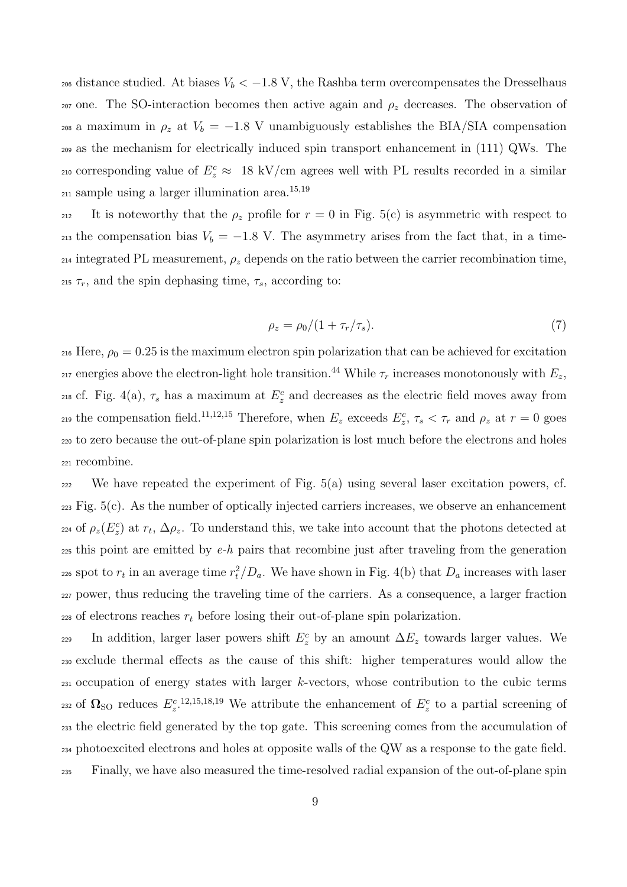distance studied. At biases $V_b < -1.8$ V, the Rashba term overcompensates the Dresselhaus one. The SO-interaction becomes then active again and $\rho_z$ decreases. The observation of a maximum in $\rho_z$ at $V_b = -1.8$ V unambiguously establishes the BIA/SIA compensation as the mechanism for electrically induced spin transport enhancement in (111) QWs. The corresponding value of $E_z^c \approx$ 18 kV/cm agrees well with PL results recorded in a similar sample using a larger illumination area.[15,19]

It is noteworthy that the $\rho_z$ profile for $r = 0$ in Fig. 5(c) is asymmetric with respect to the compensation bias $V_b = -1.8$ V. The asymmetry arises from the fact that, in a time-integrated PL measurement, $\rho_z$ depends on the ratio between the carrier recombination time, $\tau_r$, and the spin dephasing time, $\tau_s$, according to:

$$\rho_z = \rho_0/(1 + \tau_r/\tau_s). \tag{7}$$

Here, $\rho_0 = 0.25$ is the maximum electron spin polarization that can be achieved for excitation energies above the electron-light hole transition.[44] While $\tau_r$ increases monotonously with $E_z$, cf. Fig. 4(a), $\tau_s$ has a maximum at $E_z^c$ and decreases as the electric field moves away from the compensation field.[11,12,15] Therefore, when $E_z$ exceeds $E_z^c$, $\tau_s < \tau_r$ and $\rho_z$ at $r = 0$ goes to zero because the out-of-plane spin polarization is lost much before the electrons and holes recombine.

We have repeated the experiment of Fig. 5(a) using several laser excitation powers, cf. Fig. 5(c). As the number of optically injected carriers increases, we observe an enhancement of $\rho_z(E_z^c)$ at $r_t$, $\Delta\rho_z$. To understand this, we take into account that the photons detected at this point are emitted by *e*-*h* pairs that recombine just after traveling from the generation spot to $r_t$ in an average time $r_t^2/D_a$. We have shown in Fig. 4(b) that $D_a$ increases with laser power, thus reducing the traveling time of the carriers. As a consequence, a larger fraction of electrons reaches $r_t$ before losing their out-of-plane spin polarization.

In addition, larger laser powers shift $E_z^c$ by an amount $\Delta E_z$ towards larger values. We exclude thermal effects as the cause of this shift: higher temperatures would allow the occupation of energy states with larger *k*-vectors, whose contribution to the cubic terms of $\mathbf{\Omega}_{\rm SO}$ reduces $E_z^c$.[12,15,18,19] We attribute the enhancement of $E_z^c$ to a partial screening of the electric field generated by the top gate. This screening comes from the accumulation of photoexcited electrons and holes at opposite walls of the QW as a response to the gate field.

Finally, we have also measured the time-resolved radial expansion of the out-of-plane spin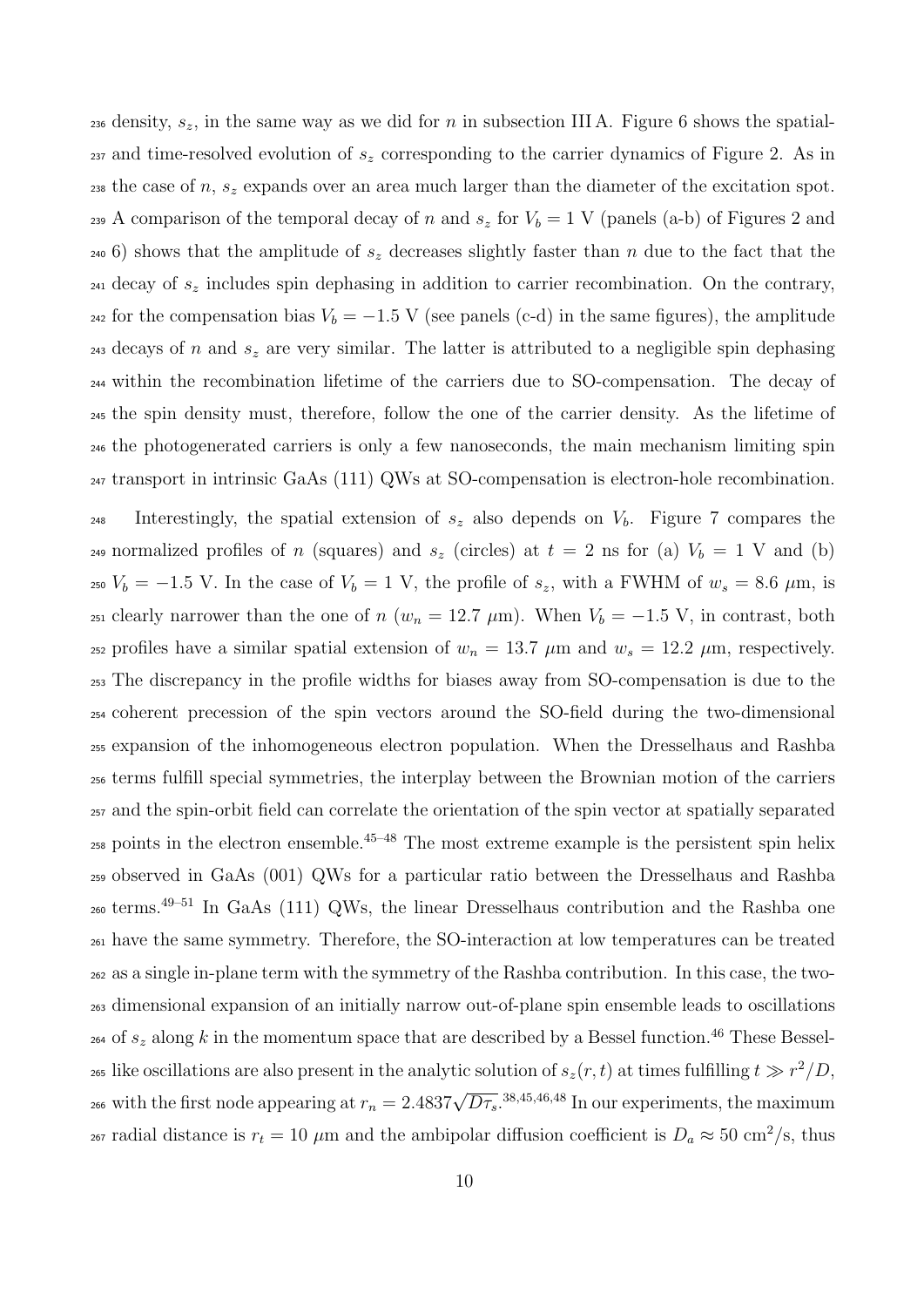density, $s_z$, in the same way as we did for $n$ in subsection III A. Figure 6 shows the spatial- and time-resolved evolution of $s_z$ corresponding to the carrier dynamics of Figure 2. As in the case of $n$, $s_z$ expands over an area much larger than the diameter of the excitation spot. A comparison of the temporal decay of $n$ and $s_z$ for $V_b = 1$ V (panels (a-b) of Figures 2 and 6) shows that the amplitude of $s_z$ decreases slightly faster than $n$ due to the fact that the decay of $s_z$ includes spin dephasing in addition to carrier recombination. On the contrary, for the compensation bias $V_b = -1.5$ V (see panels (c-d) in the same figures), the amplitude decays of $n$ and $s_z$ are very similar. The latter is attributed to a negligible spin dephasing within the recombination lifetime of the carriers due to SO-compensation. The decay of the spin density must, therefore, follow the one of the carrier density. As the lifetime of the photogenerated carriers is only a few nanoseconds, the main mechanism limiting spin transport in intrinsic GaAs (111) QWs at SO-compensation is electron-hole recombination.

Interestingly, the spatial extension of $s_z$ also depends on $V_b$. Figure 7 compares the normalized profiles of $n$ (squares) and $s_z$ (circles) at $t = 2$ ns for (a) $V_b = 1$ V and (b) $V_b = -1.5$ V. In the case of $V_b = 1$ V, the profile of $s_z$, with a FWHM of $w_s = 8.6$ $\mu$m, is clearly narrower than the one of $n$ ($w_n = 12.7$ $\mu$m). When $V_b = -1.5$ V, in contrast, both profiles have a similar spatial extension of $w_n = 13.7$ $\mu$m and $w_s = 12.2$ $\mu$m, respectively. The discrepancy in the profile widths for biases away from SO-compensation is due to the coherent precession of the spin vectors around the SO-field during the two-dimensional expansion of the inhomogeneous electron population. When the Dresselhaus and Rashba terms fulfill special symmetries, the interplay between the Brownian motion of the carriers and the spin-orbit field can correlate the orientation of the spin vector at spatially separated points in the electron ensemble.[45–48] The most extreme example is the persistent spin helix observed in GaAs (001) QWs for a particular ratio between the Dresselhaus and Rashba terms.[49–51] In GaAs (111) QWs, the linear Dresselhaus contribution and the Rashba one have the same symmetry. Therefore, the SO-interaction at low temperatures can be treated as a single in-plane term with the symmetry of the Rashba contribution. In this case, the two-dimensional expansion of an initially narrow out-of-plane spin ensemble leads to oscillations of $s_z$ along $k$ in the momentum space that are described by a Bessel function.[46] These Bessel-like oscillations are also present in the analytic solution of $s_z(r,t)$ at times fulfilling $t \gg r^2/D$, with the first node appearing at $r_n = 2.4837\sqrt{D\tau_s}$.[38,45,46,48] In our experiments, the maximum radial distance is $r_t = 10$ $\mu$m and the ambipolar diffusion coefficient is $D_a \approx 50$ cm$^2$/s, thus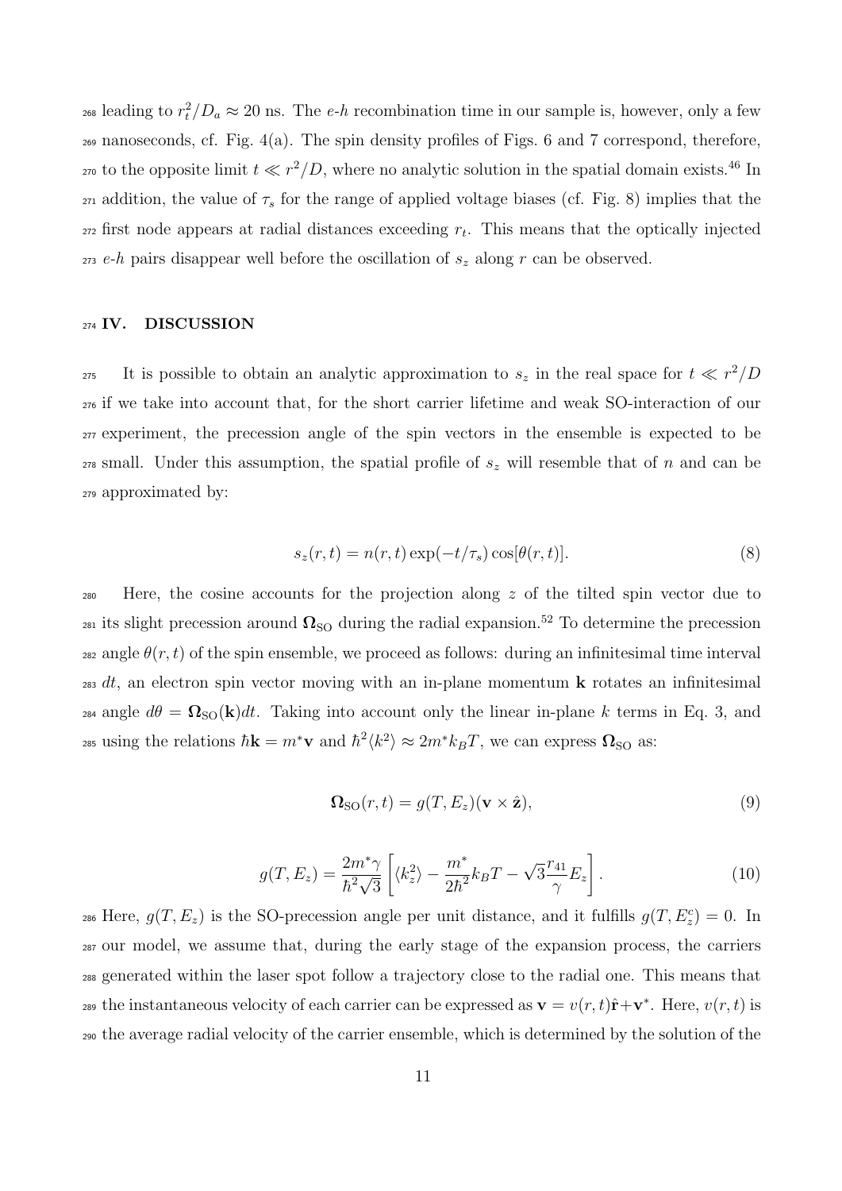leading to $r_t^2/D_a \approx 20$ ns. The $e$-$h$ recombination time in our sample is, however, only a few nanoseconds, cf. Fig. 4(a). The spin density profiles of Figs. 6 and 7 correspond, therefore, to the opposite limit $t \ll r^2/D$, where no analytic solution in the spatial domain exists.[46] In addition, the value of $\tau_s$ for the range of applied voltage biases (cf. Fig. 8) implies that the first node appears at radial distances exceeding $r_t$. This means that the optically injected $e$-$h$ pairs disappear well before the oscillation of $s_z$ along $r$ can be observed.

## IV. DISCUSSION

It is possible to obtain an analytic approximation to $s_z$ in the real space for $t \ll r^2/D$ if we take into account that, for the short carrier lifetime and weak SO-interaction of our experiment, the precession angle of the spin vectors in the ensemble is expected to be small. Under this assumption, the spatial profile of $s_z$ will resemble that of $n$ and can be approximated by:

$$s_z(r,t) = n(r,t)\exp(-t/\tau_s)\cos[\theta(r,t)]. \tag{8}$$

Here, the cosine accounts for the projection along $z$ of the tilted spin vector due to its slight precession around $\mathbf{\Omega}_{\mathrm{SO}}$ during the radial expansion.[52] To determine the precession angle $\theta(r,t)$ of the spin ensemble, we proceed as follows: during an infinitesimal time interval $dt$, an electron spin vector moving with an in-plane momentum $\mathbf{k}$ rotates an infinitesimal angle $d\theta = \mathbf{\Omega}_{\mathrm{SO}}(\mathbf{k})dt$. Taking into account only the linear in-plane $k$ terms in Eq. 3, and using the relations $\hbar\mathbf{k} = m^*\mathbf{v}$ and $\hbar^2\langle k^2\rangle \approx 2m^*k_BT$, we can express $\mathbf{\Omega}_{\mathrm{SO}}$ as:

$$\mathbf{\Omega}_{\mathrm{SO}}(r,t) = g(T,E_z)(\mathbf{v}\times\hat{\mathbf{z}}), \tag{9}$$

$$g(T,E_z) = \frac{2m^*\gamma}{\hbar^2\sqrt{3}}\left[\langle k_z^2\rangle - \frac{m^*}{2\hbar^2}k_BT - \sqrt{3}\frac{r_{41}}{\gamma}E_z\right]. \tag{10}$$

Here, $g(T,E_z)$ is the SO-precession angle per unit distance, and it fulfills $g(T,E_z^c) = 0$. In our model, we assume that, during the early stage of the expansion process, the carriers generated within the laser spot follow a trajectory close to the radial one. This means that the instantaneous velocity of each carrier can be expressed as $\mathbf{v} = v(r,t)\hat{\mathbf{r}} + \mathbf{v}^*$. Here, $v(r,t)$ is the average radial velocity of the carrier ensemble, which is determined by the solution of the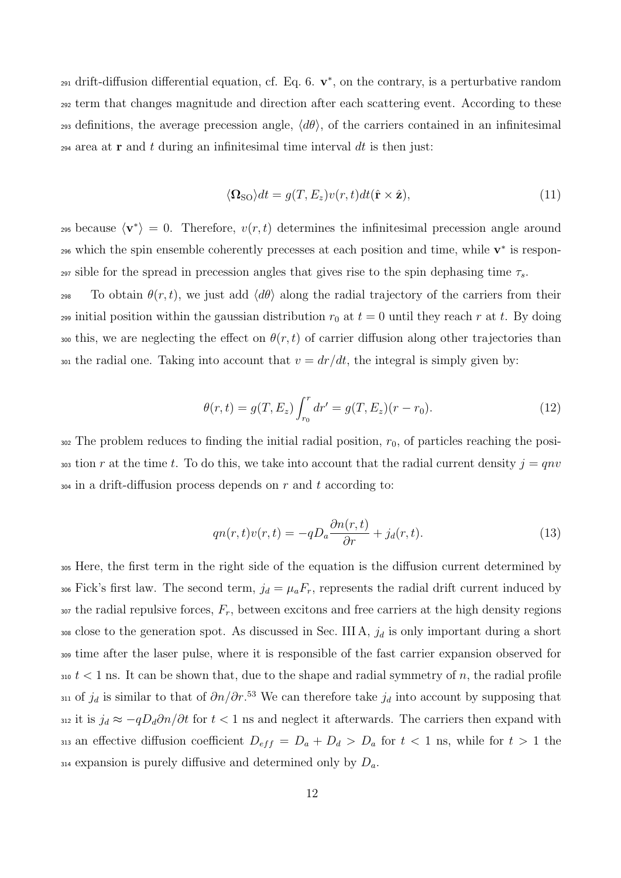drift-diffusion differential equation, cf. Eq. 6. $\mathbf{v}^*$, on the contrary, is a perturbative random term that changes magnitude and direction after each scattering event. According to these definitions, the average precession angle, $\langle d\theta \rangle$, of the carriers contained in an infinitesimal area at $\mathbf{r}$ and $t$ during an infinitesimal time interval $dt$ is then just:

$$\langle \mathbf{\Omega}_{\text{SO}} \rangle dt = g(T, E_z) v(r,t) dt (\hat{\mathbf{r}} \times \hat{\mathbf{z}}), \tag{11}$$

because $\langle \mathbf{v}^* \rangle = 0$. Therefore, $v(r,t)$ determines the infinitesimal precession angle around which the spin ensemble coherently precesses at each position and time, while $\mathbf{v}^*$ is responsible for the spread in precession angles that gives rise to the spin dephasing time $\tau_s$.

To obtain $\theta(r,t)$, we just add $\langle d\theta \rangle$ along the radial trajectory of the carriers from their initial position within the gaussian distribution $r_0$ at $t = 0$ until they reach $r$ at $t$. By doing this, we are neglecting the effect on $\theta(r,t)$ of carrier diffusion along other trajectories than the radial one. Taking into account that $v = dr/dt$, the integral is simply given by:

$$\theta(r,t) = g(T, E_z) \int_{r_0}^{r} dr' = g(T, E_z)(r - r_0). \tag{12}$$

The problem reduces to finding the initial radial position, $r_0$, of particles reaching the position $r$ at the time $t$. To do this, we take into account that the radial current density $j = qnv$ in a drift-diffusion process depends on $r$ and $t$ according to:

$$qn(r,t)v(r,t) = -qD_a \frac{\partial n(r,t)}{\partial r} + j_d(r,t). \tag{13}$$

Here, the first term in the right side of the equation is the diffusion current determined by Fick's first law. The second term, $j_d = \mu_a F_r$, represents the radial drift current induced by the radial repulsive forces, $F_r$, between excitons and free carriers at the high density regions close to the generation spot. As discussed in Sec. III A, $j_d$ is only important during a short time after the laser pulse, where it is responsible of the fast carrier expansion observed for $t < 1$ ns. It can be shown that, due to the shape and radial symmetry of $n$, the radial profile of $j_d$ is similar to that of $\partial n/\partial r$.[53] We can therefore take $j_d$ into account by supposing that it is $j_d \approx -qD_d \partial n/\partial t$ for $t < 1$ ns and neglect it afterwards. The carriers then expand with an effective diffusion coefficient $D_{eff} = D_a + D_d > D_a$ for $t < 1$ ns, while for $t > 1$ the expansion is purely diffusive and determined only by $D_a$.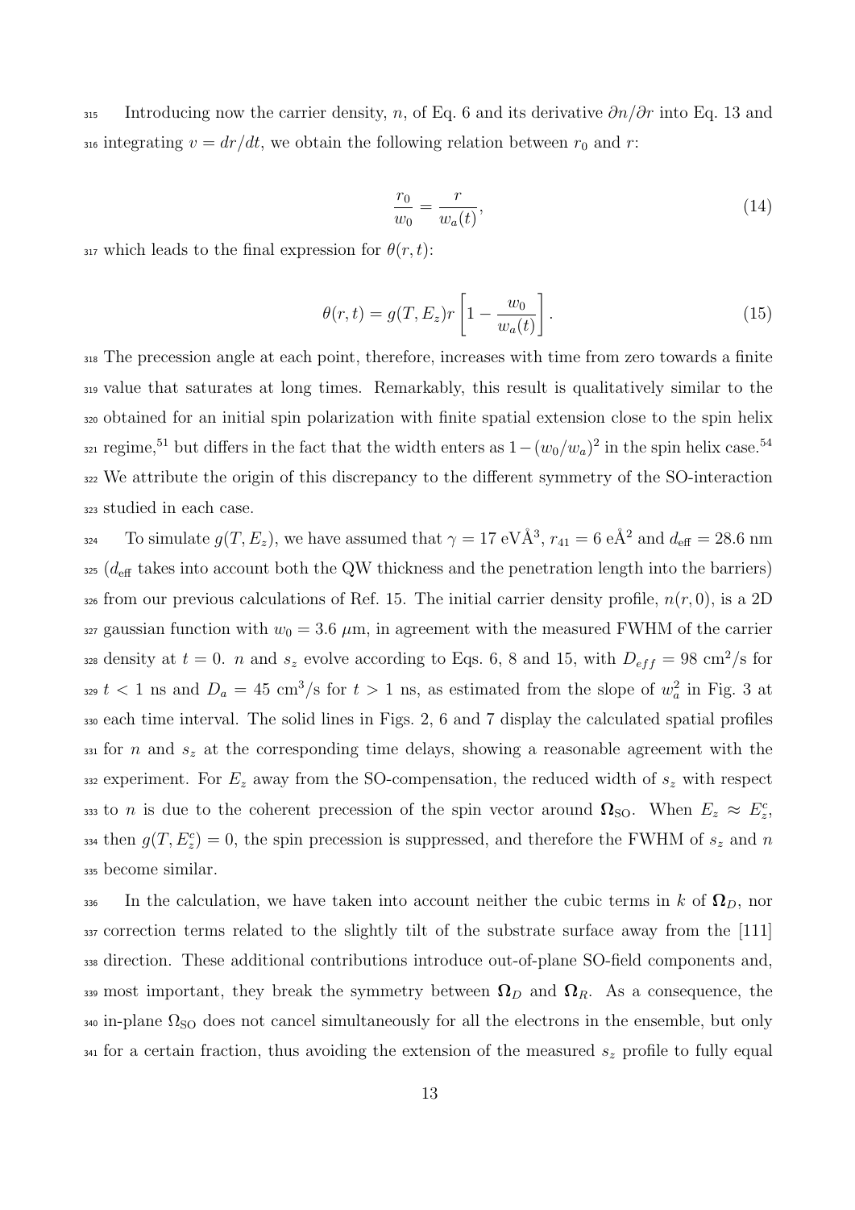Introducing now the carrier density, $n$, of Eq. 6 and its derivative $\partial n/\partial r$ into Eq. 13 and integrating $v = dr/dt$, we obtain the following relation between $r_0$ and $r$:

$$\frac{r_0}{w_0} = \frac{r}{w_a(t)}, \tag{14}$$

which leads to the final expression for $\theta(r,t)$:

$$\theta(r,t) = g(T, E_z) r \left[1 - \frac{w_0}{w_a(t)}\right]. \tag{15}$$

The precession angle at each point, therefore, increases with time from zero towards a finite value that saturates at long times. Remarkably, this result is qualitatively similar to the obtained for an initial spin polarization with finite spatial extension close to the spin helix regime,[51] but differs in the fact that the width enters as $1-(w_0/w_a)^2$ in the spin helix case.[54] We attribute the origin of this discrepancy to the different symmetry of the SO-interaction studied in each case.

To simulate $g(T, E_z)$, we have assumed that $\gamma = 17$ eVÅ$^3$, $r_{41} = 6$ eÅ$^2$ and $d_{\text{eff}} = 28.6$ nm ($d_{\text{eff}}$ takes into account both the QW thickness and the penetration length into the barriers) from our previous calculations of Ref. 15. The initial carrier density profile, $n(r, 0)$, is a 2D gaussian function with $w_0 = 3.6$ $\mu$m, in agreement with the measured FWHM of the carrier density at $t = 0$. $n$ and $s_z$ evolve according to Eqs. 6, 8 and 15, with $D_{eff} = 98$ cm$^2$/s for $t < 1$ ns and $D_a = 45$ cm$^3$/s for $t > 1$ ns, as estimated from the slope of $w_a^2$ in Fig. 3 at each time interval. The solid lines in Figs. 2, 6 and 7 display the calculated spatial profiles for $n$ and $s_z$ at the corresponding time delays, showing a reasonable agreement with the experiment. For $E_z$ away from the SO-compensation, the reduced width of $s_z$ with respect to $n$ is due to the coherent precession of the spin vector around $\mathbf{\Omega}_{\text{SO}}$. When $E_z \approx E_z^c$, then $g(T, E_z^c) = 0$, the spin precession is suppressed, and therefore the FWHM of $s_z$ and $n$ become similar.

In the calculation, we have taken into account neither the cubic terms in $k$ of $\mathbf{\Omega}_D$, nor correction terms related to the slightly tilt of the substrate surface away from the [111] direction. These additional contributions introduce out-of-plane SO-field components and, most important, they break the symmetry between $\mathbf{\Omega}_D$ and $\mathbf{\Omega}_R$. As a consequence, the in-plane $\Omega_{\text{SO}}$ does not cancel simultaneously for all the electrons in the ensemble, but only for a certain fraction, thus avoiding the extension of the measured $s_z$ profile to fully equal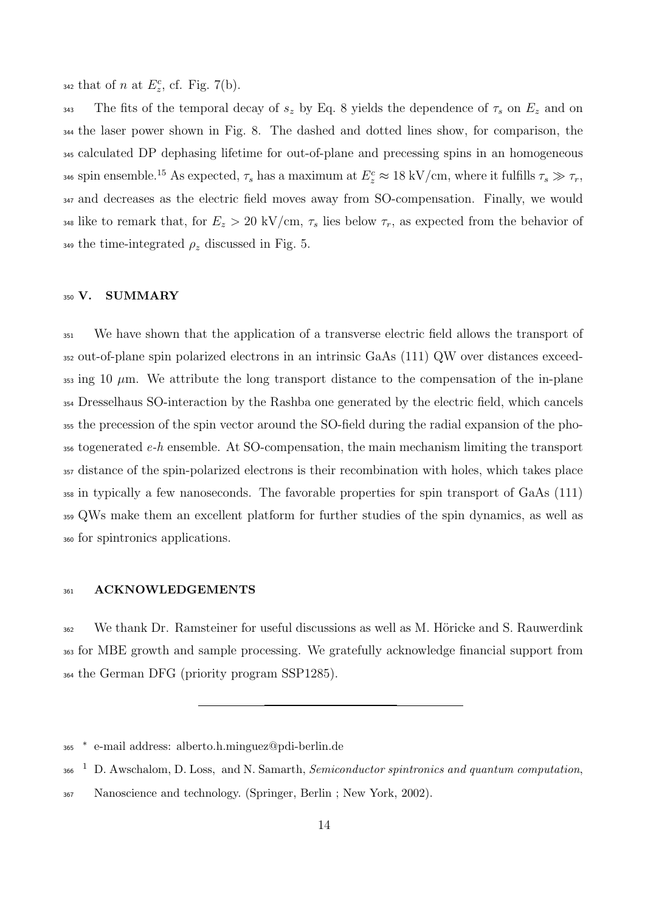that of $n$ at $E_z^c$, cf. Fig. 7(b).

The fits of the temporal decay of $s_z$ by Eq. 8 yields the dependence of $\tau_s$ on $E_z$ and on the laser power shown in Fig. 8. The dashed and dotted lines show, for comparison, the calculated DP dephasing lifetime for out-of-plane and precessing spins in an homogeneous spin ensemble.[15] As expected, $\tau_s$ has a maximum at $E_z^c \approx 18$ kV/cm, where it fulfills $\tau_s \gg \tau_r$, and decreases as the electric field moves away from SO-compensation. Finally, we would like to remark that, for $E_z > 20$ kV/cm, $\tau_s$ lies below $\tau_r$, as expected from the behavior of the time-integrated $\rho_z$ discussed in Fig. 5.

## V. SUMMARY

We have shown that the application of a transverse electric field allows the transport of out-of-plane spin polarized electrons in an intrinsic GaAs (111) QW over distances exceeding 10 $\mu$m. We attribute the long transport distance to the compensation of the in-plane Dresselhaus SO-interaction by the Rashba one generated by the electric field, which cancels the precession of the spin vector around the SO-field during the radial expansion of the photogenerated *e*-*h* ensemble. At SO-compensation, the main mechanism limiting the transport distance of the spin-polarized electrons is their recombination with holes, which takes place in typically a few nanoseconds. The favorable properties for spin transport of GaAs (111) QWs make them an excellent platform for further studies of the spin dynamics, as well as for spintronics applications.

## ACKNOWLEDGEMENTS

We thank Dr. Ramsteiner for useful discussions as well as M. Höricke and S. Rauwerdink for MBE growth and sample processing. We gratefully acknowledge financial support from the German DFG (priority program SSP1285).

---

* e-mail address: alberto.h.minguez@pdi-berlin.de

[1] D. Awschalom, D. Loss, and N. Samarth, *Semiconductor spintronics and quantum computation*, Nanoscience and technology. (Springer, Berlin ; New York, 2002).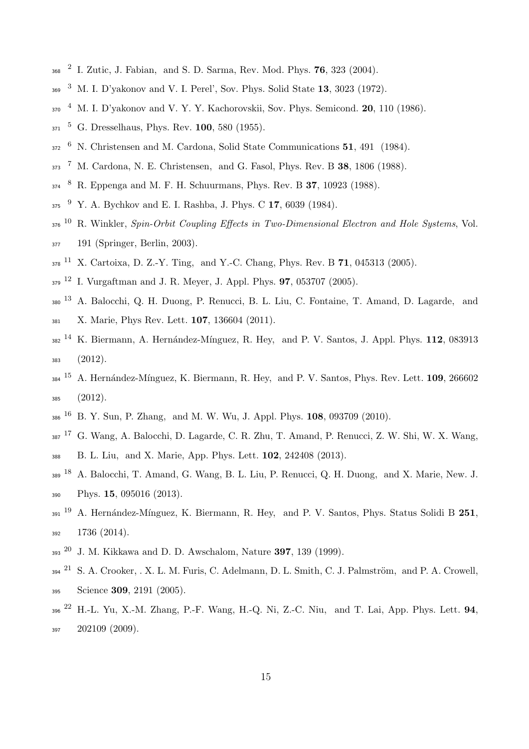[2] I. Zutic, J. Fabian, and S. D. Sarma, Rev. Mod. Phys. **76**, 323 (2004).

[3] M. I. D'yakonov and V. I. Perel', Sov. Phys. Solid State **13**, 3023 (1972).

[4] M. I. D'yakonov and V. Y. Y. Kachorovskii, Sov. Phys. Semicond. **20**, 110 (1986).

[5] G. Dresselhaus, Phys. Rev. **100**, 580 (1955).

[6] N. Christensen and M. Cardona, Solid State Communications **51**, 491 (1984).

[7] M. Cardona, N. E. Christensen, and G. Fasol, Phys. Rev. B **38**, 1806 (1988).

[8] R. Eppenga and M. F. H. Schuurmans, Phys. Rev. B **37**, 10923 (1988).

[9] Y. A. Bychkov and E. I. Rashba, J. Phys. C **17**, 6039 (1984).

[10] R. Winkler, *Spin-Orbit Coupling Effects in Two-Dimensional Electron and Hole Systems*, Vol. 191 (Springer, Berlin, 2003).

[11] X. Cartoixa, D. Z.-Y. Ting, and Y.-C. Chang, Phys. Rev. B **71**, 045313 (2005).

[12] I. Vurgaftman and J. R. Meyer, J. Appl. Phys. **97**, 053707 (2005).

[13] A. Balocchi, Q. H. Duong, P. Renucci, B. L. Liu, C. Fontaine, T. Amand, D. Lagarde, and X. Marie, Phys Rev. Lett. **107**, 136604 (2011).

[14] K. Biermann, A. Hernández-Mínguez, R. Hey, and P. V. Santos, J. Appl. Phys. **112**, 083913 (2012).

[15] A. Hernández-Mínguez, K. Biermann, R. Hey, and P. V. Santos, Phys. Rev. Lett. **109**, 266602 (2012).

[16] B. Y. Sun, P. Zhang, and M. W. Wu, J. Appl. Phys. **108**, 093709 (2010).

[17] G. Wang, A. Balocchi, D. Lagarde, C. R. Zhu, T. Amand, P. Renucci, Z. W. Shi, W. X. Wang, B. L. Liu, and X. Marie, App. Phys. Lett. **102**, 242408 (2013).

[18] A. Balocchi, T. Amand, G. Wang, B. L. Liu, P. Renucci, Q. H. Duong, and X. Marie, New. J. Phys. **15**, 095016 (2013).

[19] A. Hernández-Mínguez, K. Biermann, R. Hey, and P. V. Santos, Phys. Status Solidi B **251**, 1736 (2014).

[20] J. M. Kikkawa and D. D. Awschalom, Nature **397**, 139 (1999).

[21] S. A. Crooker, . X. L. M. Furis, C. Adelmann, D. L. Smith, C. J. Palmström, and P. A. Crowell, Science **309**, 2191 (2005).

[22] H.-L. Yu, X.-M. Zhang, P.-F. Wang, H.-Q. Ni, Z.-C. Niu, and T. Lai, App. Phys. Lett. **94**, 202109 (2009).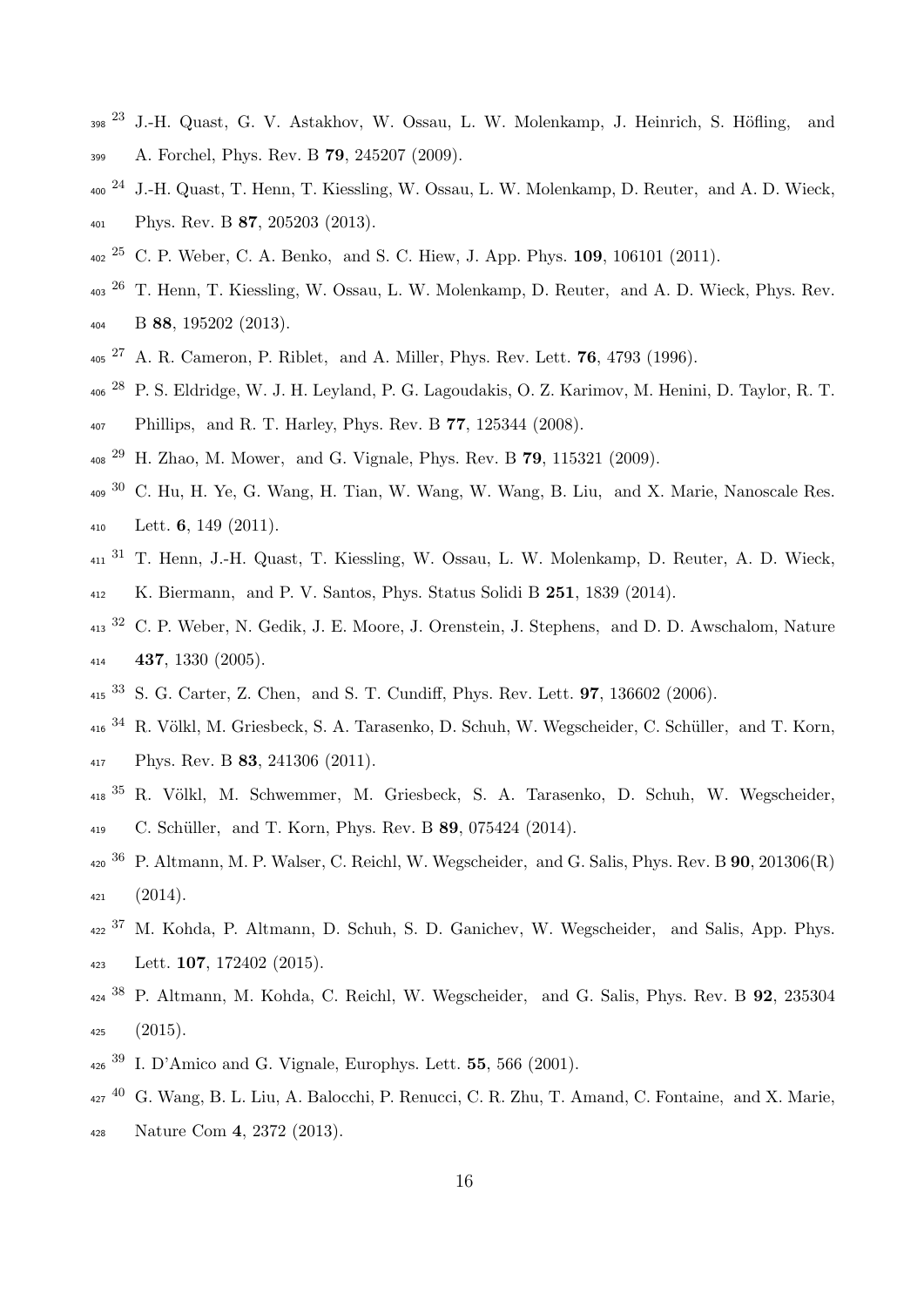[23] J.-H. Quast, G. V. Astakhov, W. Ossau, L. W. Molenkamp, J. Heinrich, S. Höfling, and A. Forchel, Phys. Rev. B **79**, 245207 (2009).

[24] J.-H. Quast, T. Henn, T. Kiessling, W. Ossau, L. W. Molenkamp, D. Reuter, and A. D. Wieck, Phys. Rev. B **87**, 205203 (2013).

[25] C. P. Weber, C. A. Benko, and S. C. Hiew, J. App. Phys. **109**, 106101 (2011).

[26] T. Henn, T. Kiessling, W. Ossau, L. W. Molenkamp, D. Reuter, and A. D. Wieck, Phys. Rev. B **88**, 195202 (2013).

[27] A. R. Cameron, P. Riblet, and A. Miller, Phys. Rev. Lett. **76**, 4793 (1996).

[28] P. S. Eldridge, W. J. H. Leyland, P. G. Lagoudakis, O. Z. Karimov, M. Henini, D. Taylor, R. T. Phillips, and R. T. Harley, Phys. Rev. B **77**, 125344 (2008).

[29] H. Zhao, M. Mower, and G. Vignale, Phys. Rev. B **79**, 115321 (2009).

[30] C. Hu, H. Ye, G. Wang, H. Tian, W. Wang, W. Wang, B. Liu, and X. Marie, Nanoscale Res. Lett. **6**, 149 (2011).

[31] T. Henn, J.-H. Quast, T. Kiessling, W. Ossau, L. W. Molenkamp, D. Reuter, A. D. Wieck, K. Biermann, and P. V. Santos, Phys. Status Solidi B **251**, 1839 (2014).

[32] C. P. Weber, N. Gedik, J. E. Moore, J. Orenstein, J. Stephens, and D. D. Awschalom, Nature **437**, 1330 (2005).

[33] S. G. Carter, Z. Chen, and S. T. Cundiff, Phys. Rev. Lett. **97**, 136602 (2006).

[34] R. Völkl, M. Griesbeck, S. A. Tarasenko, D. Schuh, W. Wegscheider, C. Schüller, and T. Korn, Phys. Rev. B **83**, 241306 (2011).

[35] R. Völkl, M. Schwemmer, M. Griesbeck, S. A. Tarasenko, D. Schuh, W. Wegscheider, C. Schüller, and T. Korn, Phys. Rev. B **89**, 075424 (2014).

[36] P. Altmann, M. P. Walser, C. Reichl, W. Wegscheider, and G. Salis, Phys. Rev. B **90**, 201306(R) (2014).

[37] M. Kohda, P. Altmann, D. Schuh, S. D. Ganichev, W. Wegscheider, and Salis, App. Phys. Lett. **107**, 172402 (2015).

[38] P. Altmann, M. Kohda, C. Reichl, W. Wegscheider, and G. Salis, Phys. Rev. B **92**, 235304 (2015).

[39] I. D'Amico and G. Vignale, Europhys. Lett. **55**, 566 (2001).

[40] G. Wang, B. L. Liu, A. Balocchi, P. Renucci, C. R. Zhu, T. Amand, C. Fontaine, and X. Marie, Nature Com **4**, 2372 (2013).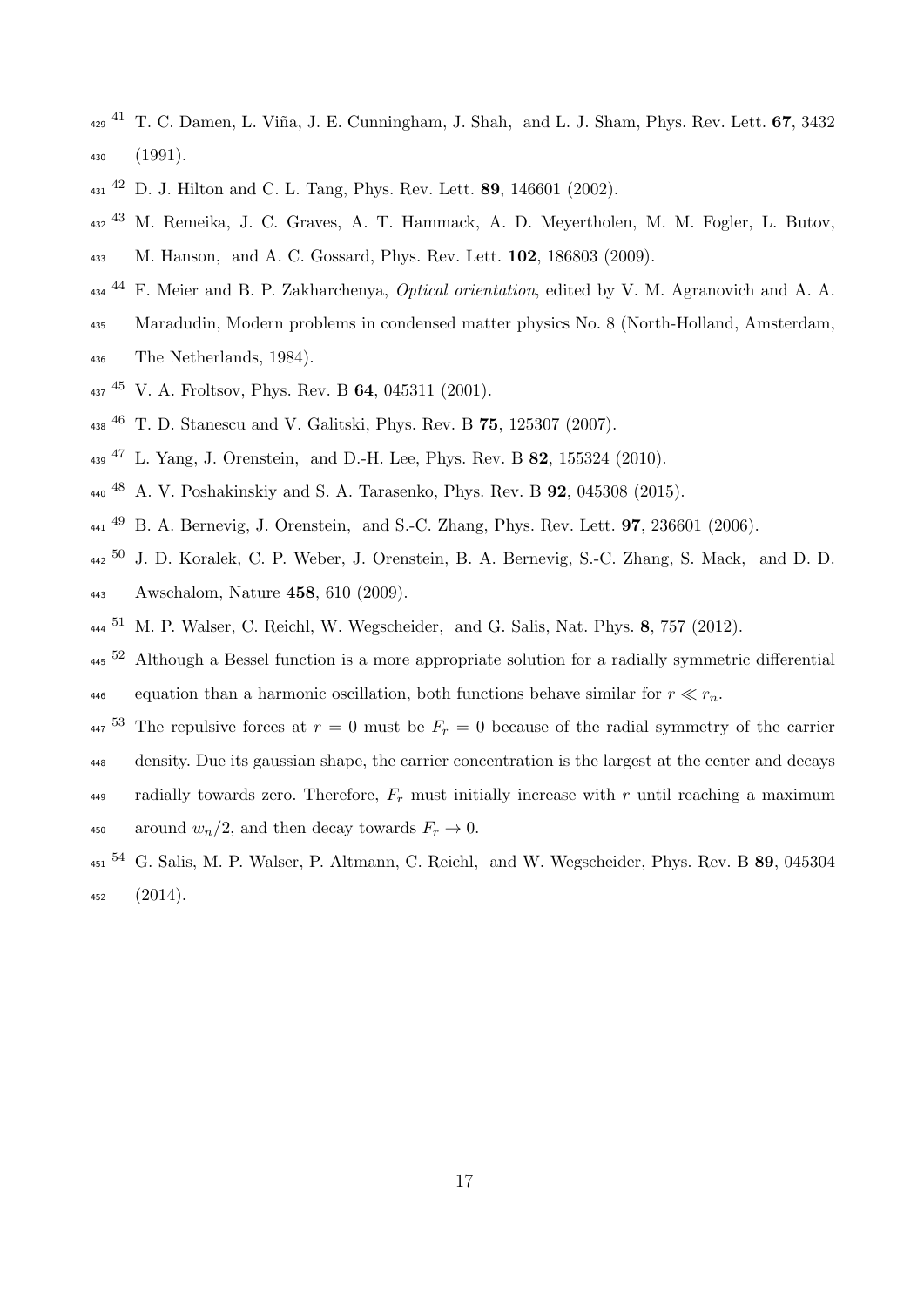[41] T. C. Damen, L. Viña, J. E. Cunningham, J. Shah, and L. J. Sham, Phys. Rev. Lett. **67**, 3432 (1991).

[42] D. J. Hilton and C. L. Tang, Phys. Rev. Lett. **89**, 146601 (2002).

[43] M. Remeika, J. C. Graves, A. T. Hammack, A. D. Meyertholen, M. M. Fogler, L. Butov, M. Hanson, and A. C. Gossard, Phys. Rev. Lett. **102**, 186803 (2009).

[44] F. Meier and B. P. Zakharchenya, *Optical orientation*, edited by V. M. Agranovich and A. A. Maradudin, Modern problems in condensed matter physics No. 8 (North-Holland, Amsterdam, The Netherlands, 1984).

[45] V. A. Froltsov, Phys. Rev. B **64**, 045311 (2001).

[46] T. D. Stanescu and V. Galitski, Phys. Rev. B **75**, 125307 (2007).

[47] L. Yang, J. Orenstein, and D.-H. Lee, Phys. Rev. B **82**, 155324 (2010).

[48] A. V. Poshakinskiy and S. A. Tarasenko, Phys. Rev. B **92**, 045308 (2015).

[49] B. A. Bernevig, J. Orenstein, and S.-C. Zhang, Phys. Rev. Lett. **97**, 236601 (2006).

[50] J. D. Koralek, C. P. Weber, J. Orenstein, B. A. Bernevig, S.-C. Zhang, S. Mack, and D. D. Awschalom, Nature **458**, 610 (2009).

[51] M. P. Walser, C. Reichl, W. Wegscheider, and G. Salis, Nat. Phys. **8**, 757 (2012).

[52] Although a Bessel function is a more appropriate solution for a radially symmetric differential equation than a harmonic oscillation, both functions behave similar for $r \ll r_n$.

[53] The repulsive forces at $r = 0$ must be $F_r = 0$ because of the radial symmetry of the carrier density. Due its gaussian shape, the carrier concentration is the largest at the center and decays radially towards zero. Therefore, $F_r$ must initially increase with $r$ until reaching a maximum around $w_n/2$, and then decay towards $F_r \to 0$.

[54] G. Salis, M. P. Walser, P. Altmann, C. Reichl, and W. Wegscheider, Phys. Rev. B **89**, 045304 (2014).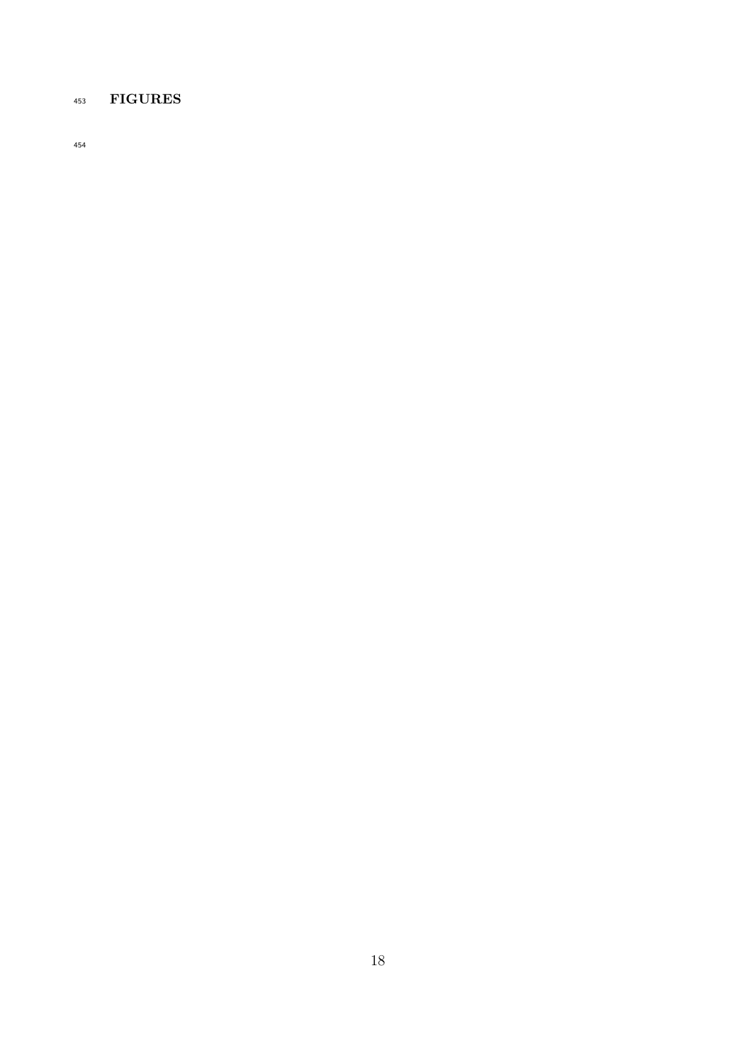## FIGURES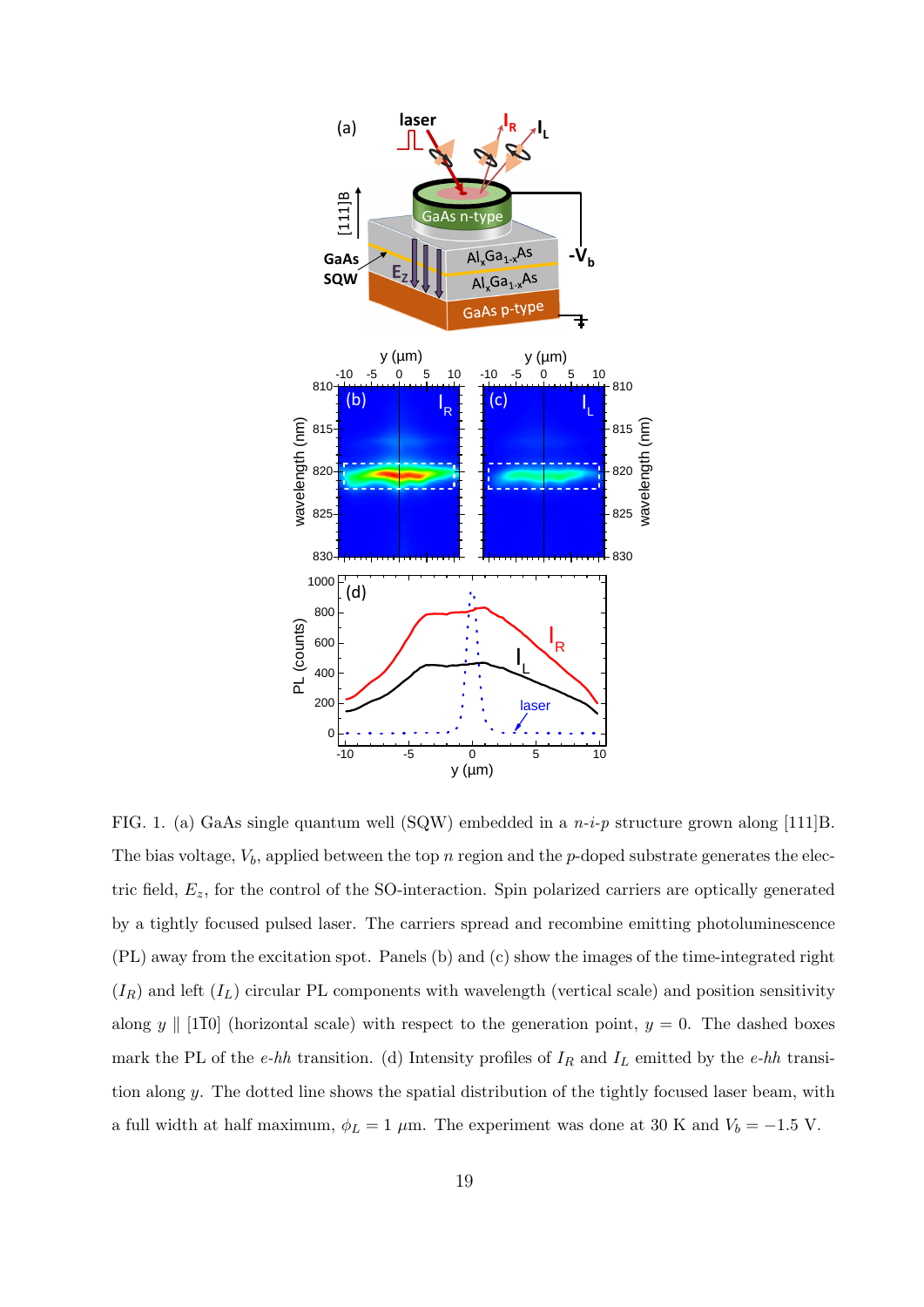FIG. 1. (a) GaAs single quantum well (SQW) embedded in a $n$-$i$-$p$ structure grown along [111]B. The bias voltage, $V_b$, applied between the top $n$ region and the $p$-doped substrate generates the electric field, $E_z$, for the control of the SO-interaction. Spin polarized carriers are optically generated by a tightly focused pulsed laser. The carriers spread and recombine emitting photoluminescence (PL) away from the excitation spot. Panels (b) and (c) show the images of the time-integrated right ($I_R$) and left ($I_L$) circular PL components with wavelength (vertical scale) and position sensitivity along $y \parallel [1\bar{1}0]$ (horizontal scale) with respect to the generation point, $y = 0$. The dashed boxes mark the PL of the $e$-$hh$ transition. (d) Intensity profiles of $I_R$ and $I_L$ emitted by the $e$-$hh$ transition along $y$. The dotted line shows the spatial distribution of the tightly focused laser beam, with a full width at half maximum, $\phi_L = 1$ $\mu$m. The experiment was done at 30 K and $V_b = -1.5$ V.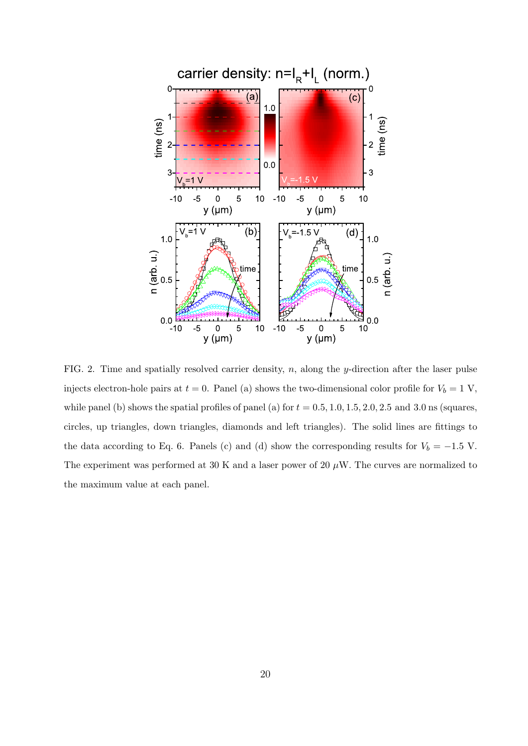FIG. 2. Time and spatially resolved carrier density, $n$, along the $y$-direction after the laser pulse injects electron-hole pairs at $t = 0$. Panel (a) shows the two-dimensional color profile for $V_b = 1$ V, while panel (b) shows the spatial profiles of panel (a) for $t = 0.5, 1.0, 1.5, 2.0, 2.5$ and $3.0$ ns (squares, circles, up triangles, down triangles, diamonds and left triangles). The solid lines are fittings to the data according to Eq. 6. Panels (c) and (d) show the corresponding results for $V_b = -1.5$ V. The experiment was performed at 30 K and a laser power of 20 $\mu$W. The curves are normalized to the maximum value at each panel.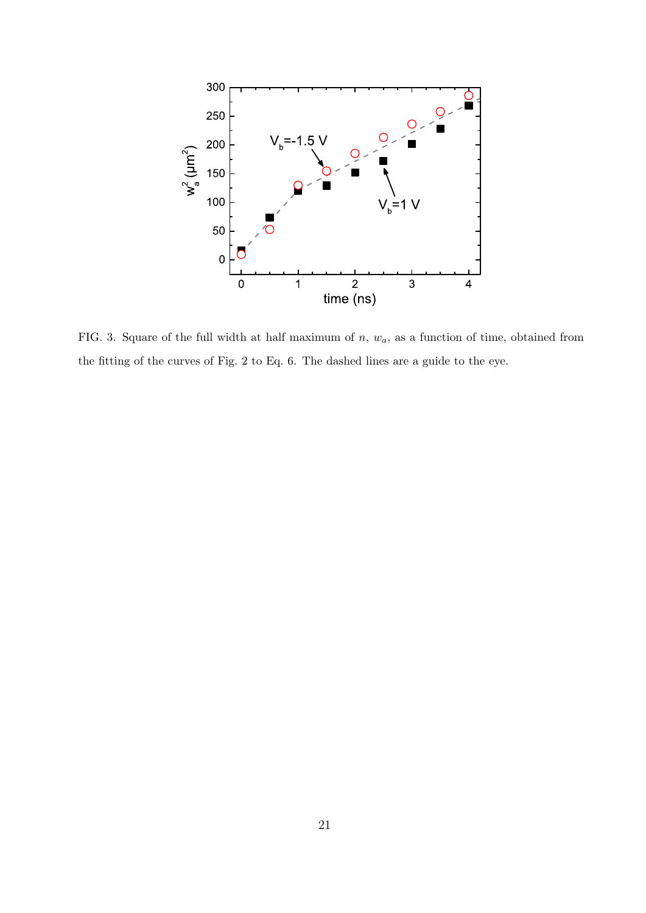FIG. 3. Square of the full width at half maximum of $n$, $w_a$, as a function of time, obtained from the fitting of the curves of Fig. 2 to Eq. 6. The dashed lines are a guide to the eye.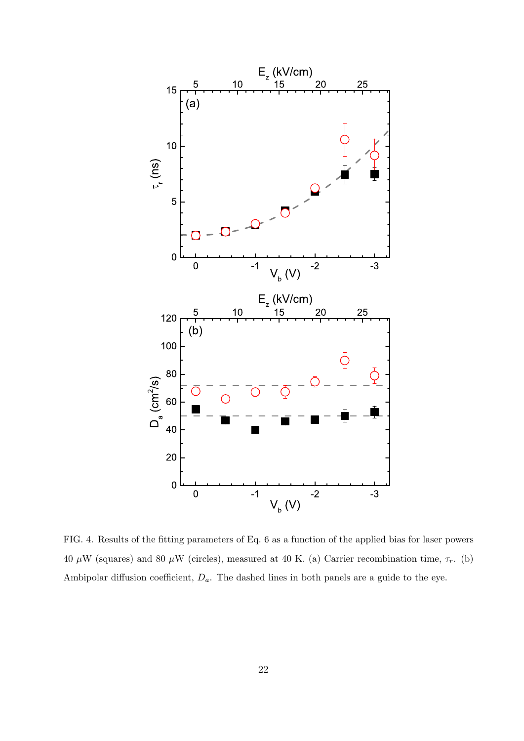FIG. 4. Results of the fitting parameters of Eq. 6 as a function of the applied bias for laser powers 40 $\mu$W (squares) and 80 $\mu$W (circles), measured at 40 K. (a) Carrier recombination time, $\tau_r$. (b) Ambipolar diffusion coefficient, $D_a$. The dashed lines in both panels are a guide to the eye.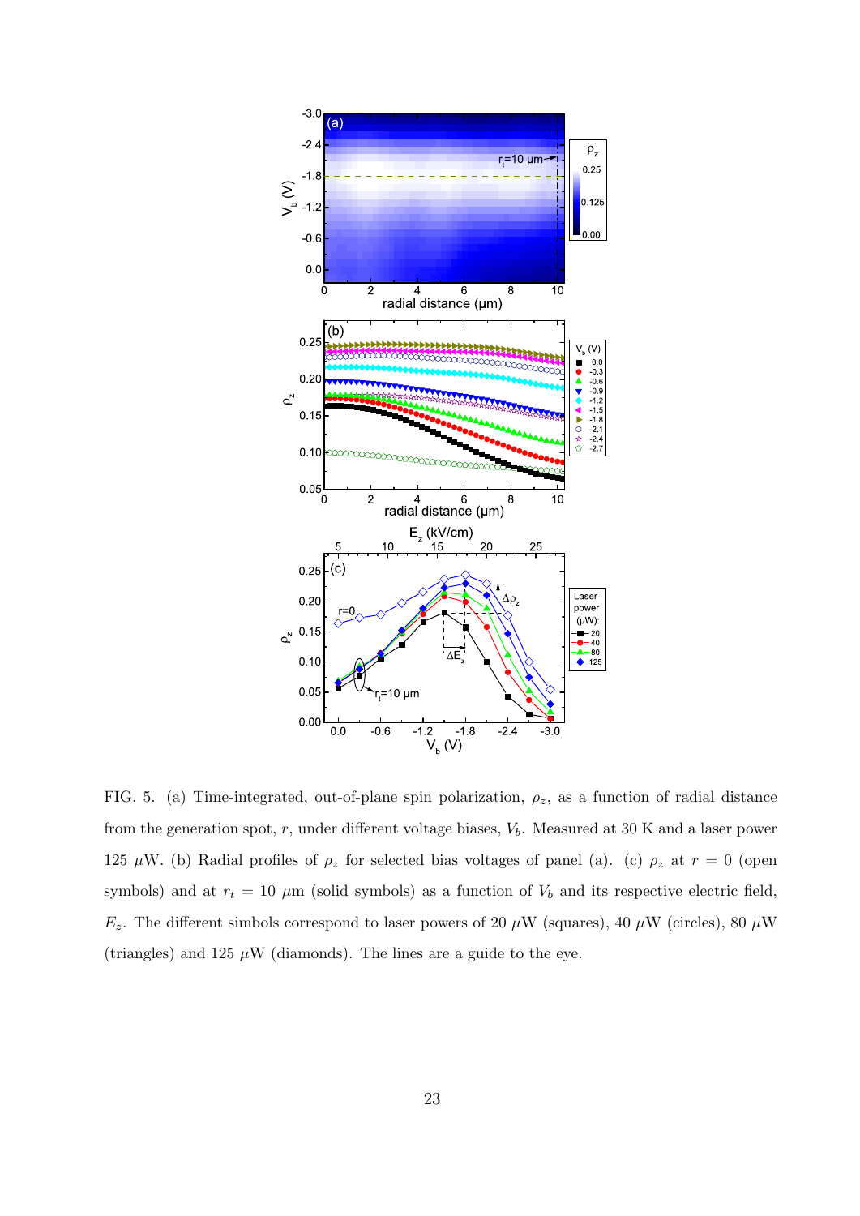FIG. 5. (a) Time-integrated, out-of-plane spin polarization, $\rho_z$, as a function of radial distance from the generation spot, $r$, under different voltage biases, $V_b$. Measured at 30 K and a laser power 125 $\mu$W. (b) Radial profiles of $\rho_z$ for selected bias voltages of panel (a). (c) $\rho_z$ at $r = 0$ (open symbols) and at $r_t = 10$ $\mu$m (solid symbols) as a function of $V_b$ and its respective electric field, $E_z$. The different simbols correspond to laser powers of 20 $\mu$W (squares), 40 $\mu$W (circles), 80 $\mu$W (triangles) and 125 $\mu$W (diamonds). The lines are a guide to the eye.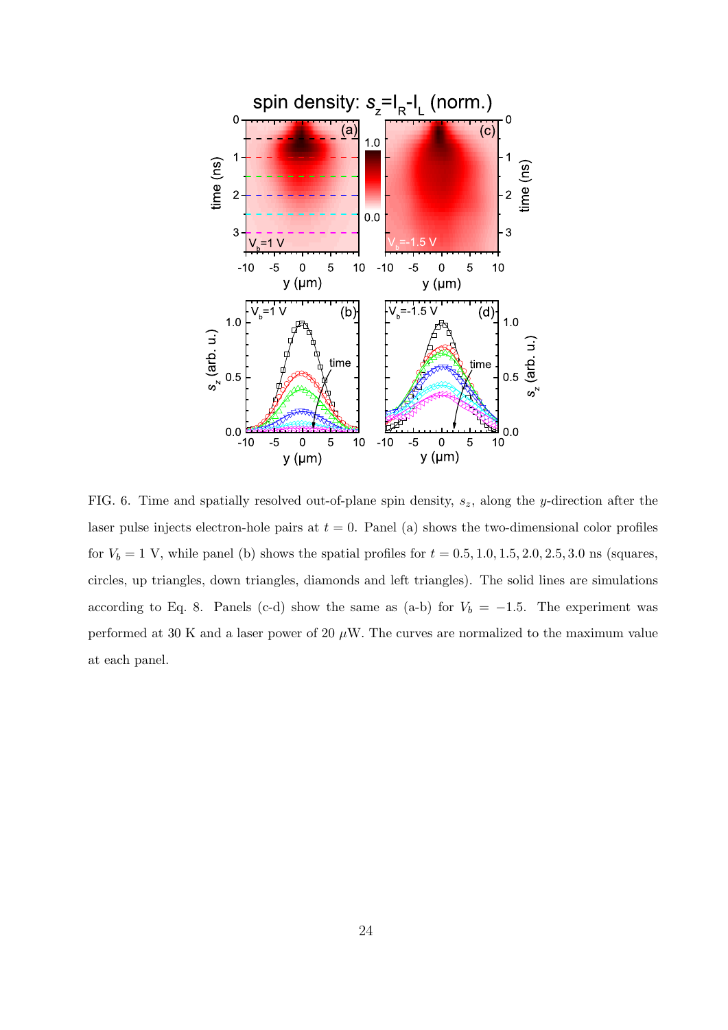FIG. 6. Time and spatially resolved out-of-plane spin density, $s_z$, along the $y$-direction after the laser pulse injects electron-hole pairs at $t = 0$. Panel (a) shows the two-dimensional color profiles for $V_b = 1$ V, while panel (b) shows the spatial profiles for $t = 0.5, 1.0, 1.5, 2.0, 2.5, 3.0$ ns (squares, circles, up triangles, down triangles, diamonds and left triangles). The solid lines are simulations according to Eq. 8. Panels (c-d) show the same as (a-b) for $V_b = -1.5$. The experiment was performed at 30 K and a laser power of 20 $\mu$W. The curves are normalized to the maximum value at each panel.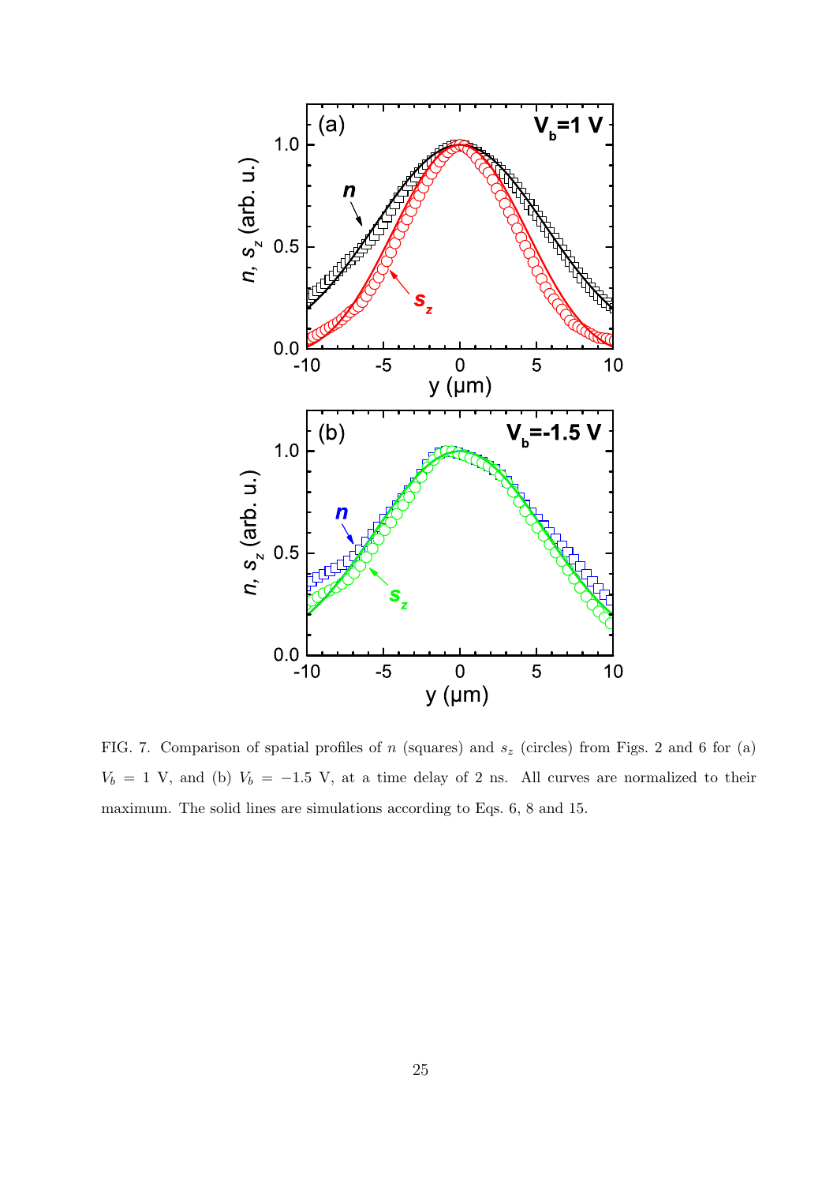FIG. 7. Comparison of spatial profiles of $n$ (squares) and $s_z$ (circles) from Figs. 2 and 6 for (a) $V_b = 1$ V, and (b) $V_b = -1.5$ V, at a time delay of 2 ns. All curves are normalized to their maximum. The solid lines are simulations according to Eqs. 6, 8 and 15.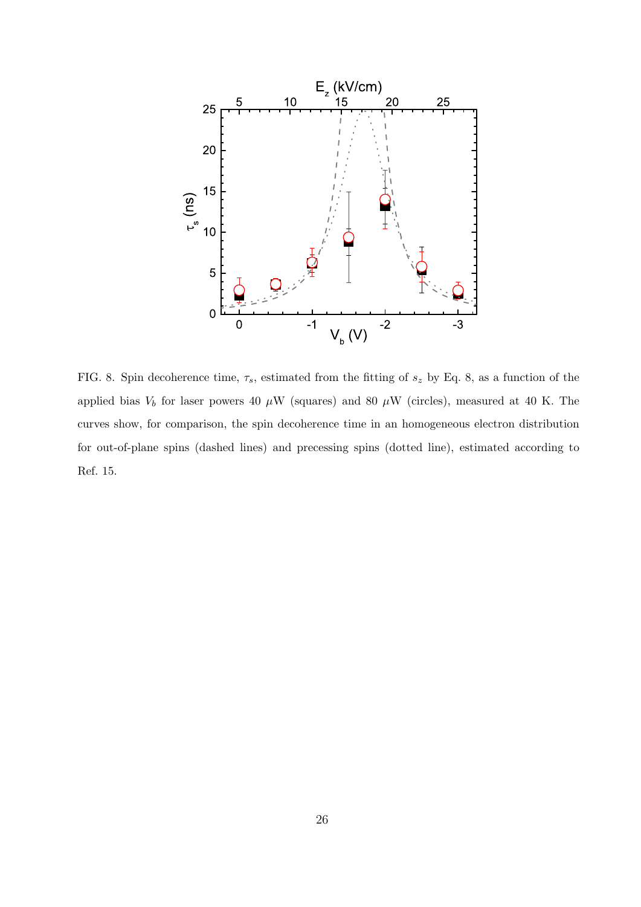$E_z$ (kV/cm)

5 10 15 20 25

25 20 15 10 5 0

$\tau_s$ (ns)

0 -1 -2 -3

$V_b$ (V)

FIG. 8. Spin decoherence time, $\tau_s$, estimated from the fitting of $s_z$ by Eq. 8, as a function of the applied bias $V_b$ for laser powers 40 $\mu$W (squares) and 80 $\mu$W (circles), measured at 40 K. The curves show, for comparison, the spin decoherence time in an homogeneous electron distribution for out-of-plane spins (dashed lines) and precessing spins (dotted line), estimated according to Ref. 15.